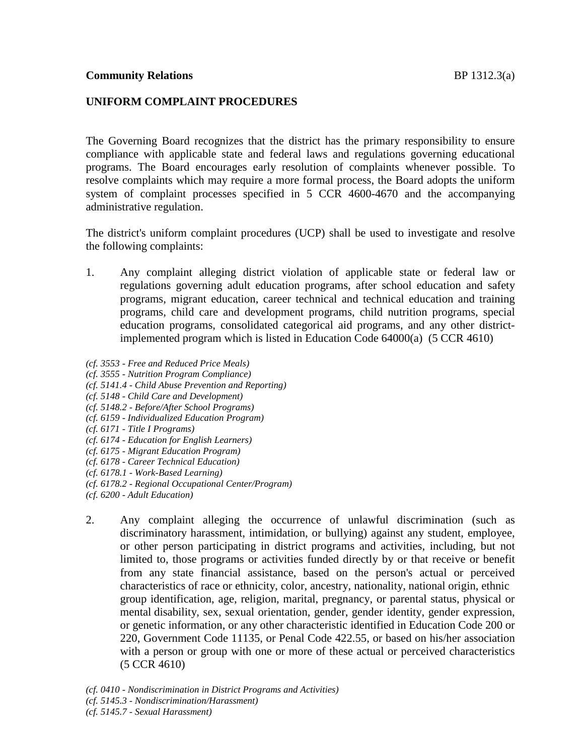**Community Relations** BP 1312.3(a)

## UNIFORM COMPLAINT PROCEDURES

The Governing Board recognizes that the district has the primary responsibility to ensure compliance with applicable state and federal laws and regulations governing educational programs. The Board encourages early resolution of complaints whenever possible. To resolve complaints which may require a more formal process, the Board adopts the uniform system of complaint processes specified in 5 CCR 4600-4670 and the accompanying administrative regulation.

The district's uniform complaint procedures (UCP) shall be used to investigate and resolve the following complaints:

1. Any complaint alleging district violation of applicable state or federal law or regulations governing adult education programs, after school education and safety programs, migrant education, career technical and technical education and training programs, child care and development programs, child nutrition programs, special education programs, consolidated categorical aid programs, and any other district-implemented program which is listed in Education Code 64000(a) (5 CCR 4610)

*(cf. 3553 - Free and Reduced Price Meals)*
*(cf. 3555 - Nutrition Program Compliance)*
*(cf. 5141.4 - Child Abuse Prevention and Reporting)*
*(cf. 5148 - Child Care and Development)*
*(cf. 5148.2 - Before/After School Programs)*
*(cf. 6159 - Individualized Education Program)*
*(cf. 6171 - Title I Programs)*
*(cf. 6174 - Education for English Learners)*
*(cf. 6175 - Migrant Education Program)*
*(cf. 6178 - Career Technical Education)*
*(cf. 6178.1 - Work-Based Learning)*
*(cf. 6178.2 - Regional Occupational Center/Program)*
*(cf. 6200 - Adult Education)*

2. Any complaint alleging the occurrence of unlawful discrimination (such as discriminatory harassment, intimidation, or bullying) against any student, employee, or other person participating in district programs and activities, including, but not limited to, those programs or activities funded directly by or that receive or benefit from any state financial assistance, based on the person's actual or perceived characteristics of race or ethnicity, color, ancestry, nationality, national origin, ethnic group identification, age, religion, marital, pregnancy, or parental status, physical or mental disability, sex, sexual orientation, gender, gender identity, gender expression, or genetic information, or any other characteristic identified in Education Code 200 or 220, Government Code 11135, or Penal Code 422.55, or based on his/her association with a person or group with one or more of these actual or perceived characteristics (5 CCR 4610)

*(cf. 0410 - Nondiscrimination in District Programs and Activities)*
*(cf. 5145.3 - Nondiscrimination/Harassment)*
*(cf. 5145.7 - Sexual Harassment)*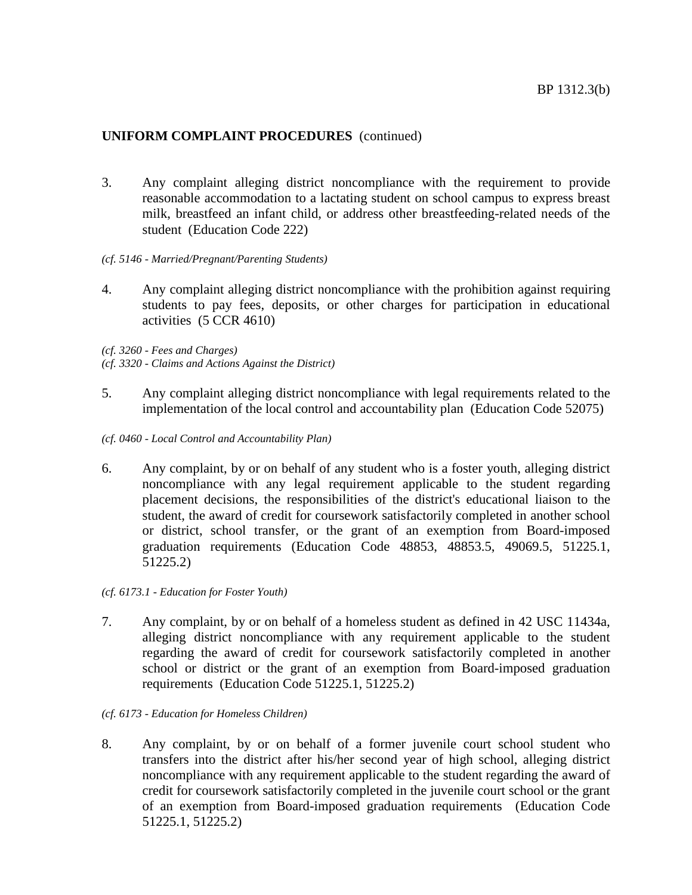**UNIFORM COMPLAINT PROCEDURES** (continued)

3. Any complaint alleging district noncompliance with the requirement to provide reasonable accommodation to a lactating student on school campus to express breast milk, breastfeed an infant child, or address other breastfeeding-related needs of the student (Education Code 222)

*(cf. 5146 - Married/Pregnant/Parenting Students)*

4. Any complaint alleging district noncompliance with the prohibition against requiring students to pay fees, deposits, or other charges for participation in educational activities (5 CCR 4610)

*(cf. 3260 - Fees and Charges)*
*(cf. 3320 - Claims and Actions Against the District)*

5. Any complaint alleging district noncompliance with legal requirements related to the implementation of the local control and accountability plan (Education Code 52075)

*(cf. 0460 - Local Control and Accountability Plan)*

6. Any complaint, by or on behalf of any student who is a foster youth, alleging district noncompliance with any legal requirement applicable to the student regarding placement decisions, the responsibilities of the district's educational liaison to the student, the award of credit for coursework satisfactorily completed in another school or district, school transfer, or the grant of an exemption from Board-imposed graduation requirements (Education Code 48853, 48853.5, 49069.5, 51225.1, 51225.2)

*(cf. 6173.1 - Education for Foster Youth)*

7. Any complaint, by or on behalf of a homeless student as defined in 42 USC 11434a, alleging district noncompliance with any requirement applicable to the student regarding the award of credit for coursework satisfactorily completed in another school or district or the grant of an exemption from Board-imposed graduation requirements (Education Code 51225.1, 51225.2)

*(cf. 6173 - Education for Homeless Children)*

8. Any complaint, by or on behalf of a former juvenile court school student who transfers into the district after his/her second year of high school, alleging district noncompliance with any requirement applicable to the student regarding the award of credit for coursework satisfactorily completed in the juvenile court school or the grant of an exemption from Board-imposed graduation requirements (Education Code 51225.1, 51225.2)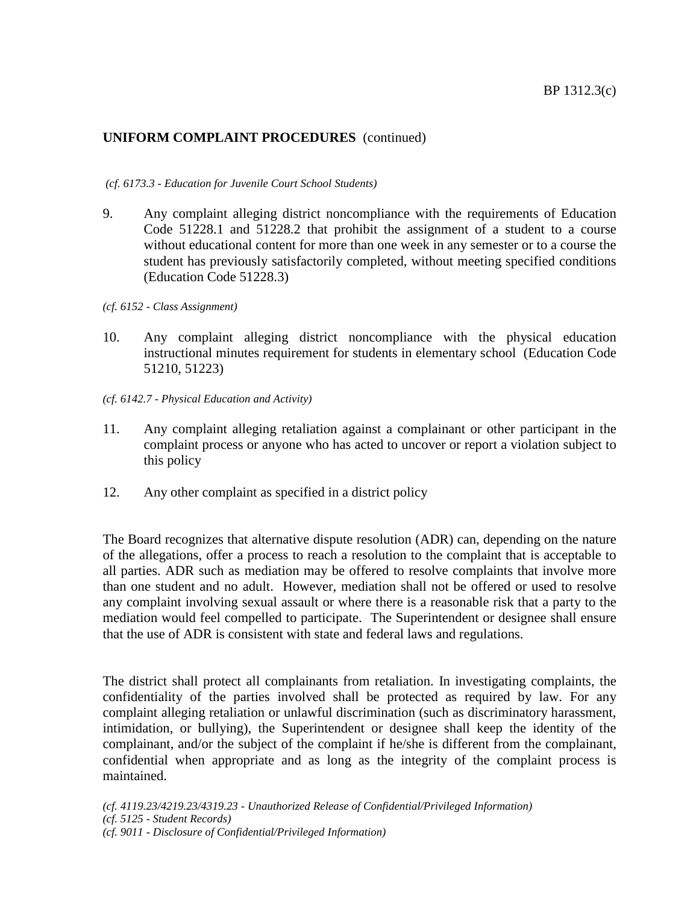**UNIFORM COMPLAINT PROCEDURES** (continued)

*(cf. 6173.3 - Education for Juvenile Court School Students)*

9. Any complaint alleging district noncompliance with the requirements of Education Code 51228.1 and 51228.2 that prohibit the assignment of a student to a course without educational content for more than one week in any semester or to a course the student has previously satisfactorily completed, without meeting specified conditions (Education Code 51228.3)

*(cf. 6152 - Class Assignment)*

10. Any complaint alleging district noncompliance with the physical education instructional minutes requirement for students in elementary school (Education Code 51210, 51223)

*(cf. 6142.7 - Physical Education and Activity)*

11. Any complaint alleging retaliation against a complainant or other participant in the complaint process or anyone who has acted to uncover or report a violation subject to this policy

12. Any other complaint as specified in a district policy

The Board recognizes that alternative dispute resolution (ADR) can, depending on the nature of the allegations, offer a process to reach a resolution to the complaint that is acceptable to all parties. ADR such as mediation may be offered to resolve complaints that involve more than one student and no adult. However, mediation shall not be offered or used to resolve any complaint involving sexual assault or where there is a reasonable risk that a party to the mediation would feel compelled to participate. The Superintendent or designee shall ensure that the use of ADR is consistent with state and federal laws and regulations.

The district shall protect all complainants from retaliation. In investigating complaints, the confidentiality of the parties involved shall be protected as required by law. For any complaint alleging retaliation or unlawful discrimination (such as discriminatory harassment, intimidation, or bullying), the Superintendent or designee shall keep the identity of the complainant, and/or the subject of the complaint if he/she is different from the complainant, confidential when appropriate and as long as the integrity of the complaint process is maintained.

*(cf. 4119.23/4219.23/4319.23 - Unauthorized Release of Confidential/Privileged Information)*
*(cf. 5125 - Student Records)*
*(cf. 9011 - Disclosure of Confidential/Privileged Information)*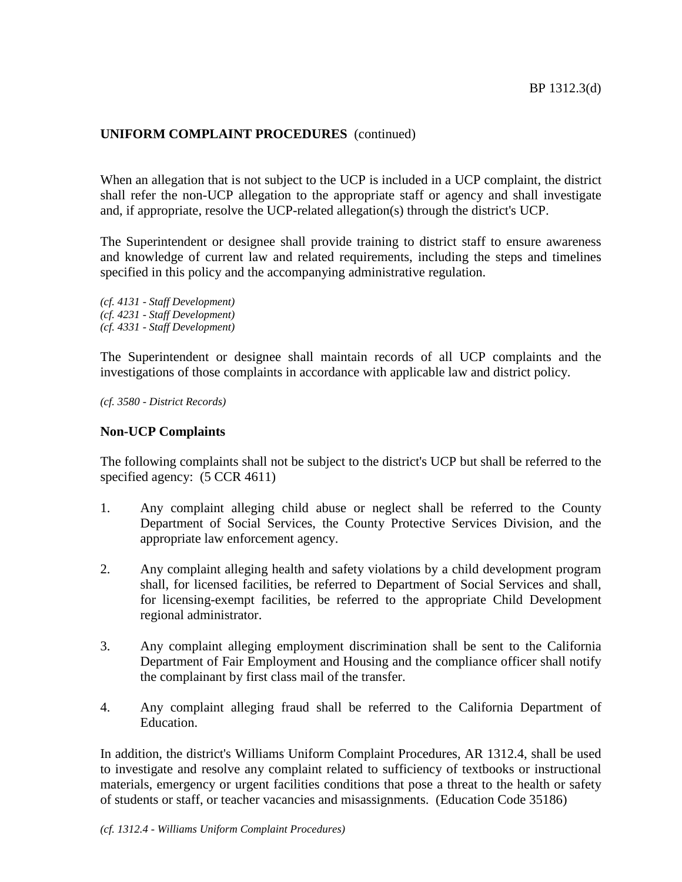**UNIFORM COMPLAINT PROCEDURES** (continued)

When an allegation that is not subject to the UCP is included in a UCP complaint, the district shall refer the non-UCP allegation to the appropriate staff or agency and shall investigate and, if appropriate, resolve the UCP-related allegation(s) through the district's UCP.

The Superintendent or designee shall provide training to district staff to ensure awareness and knowledge of current law and related requirements, including the steps and timelines specified in this policy and the accompanying administrative regulation.

*(cf. 4131 - Staff Development)*
*(cf. 4231 - Staff Development)*
*(cf. 4331 - Staff Development)*

The Superintendent or designee shall maintain records of all UCP complaints and the investigations of those complaints in accordance with applicable law and district policy.

*(cf. 3580 - District Records)*

**Non-UCP Complaints**

The following complaints shall not be subject to the district's UCP but shall be referred to the specified agency: (5 CCR 4611)

1. Any complaint alleging child abuse or neglect shall be referred to the County Department of Social Services, the County Protective Services Division, and the appropriate law enforcement agency.

2. Any complaint alleging health and safety violations by a child development program shall, for licensed facilities, be referred to Department of Social Services and shall, for licensing-exempt facilities, be referred to the appropriate Child Development regional administrator.

3. Any complaint alleging employment discrimination shall be sent to the California Department of Fair Employment and Housing and the compliance officer shall notify the complainant by first class mail of the transfer.

4. Any complaint alleging fraud shall be referred to the California Department of Education.

In addition, the district's Williams Uniform Complaint Procedures, AR 1312.4, shall be used to investigate and resolve any complaint related to sufficiency of textbooks or instructional materials, emergency or urgent facilities conditions that pose a threat to the health or safety of students or staff, or teacher vacancies and misassignments. (Education Code 35186)

*(cf. 1312.4 - Williams Uniform Complaint Procedures)*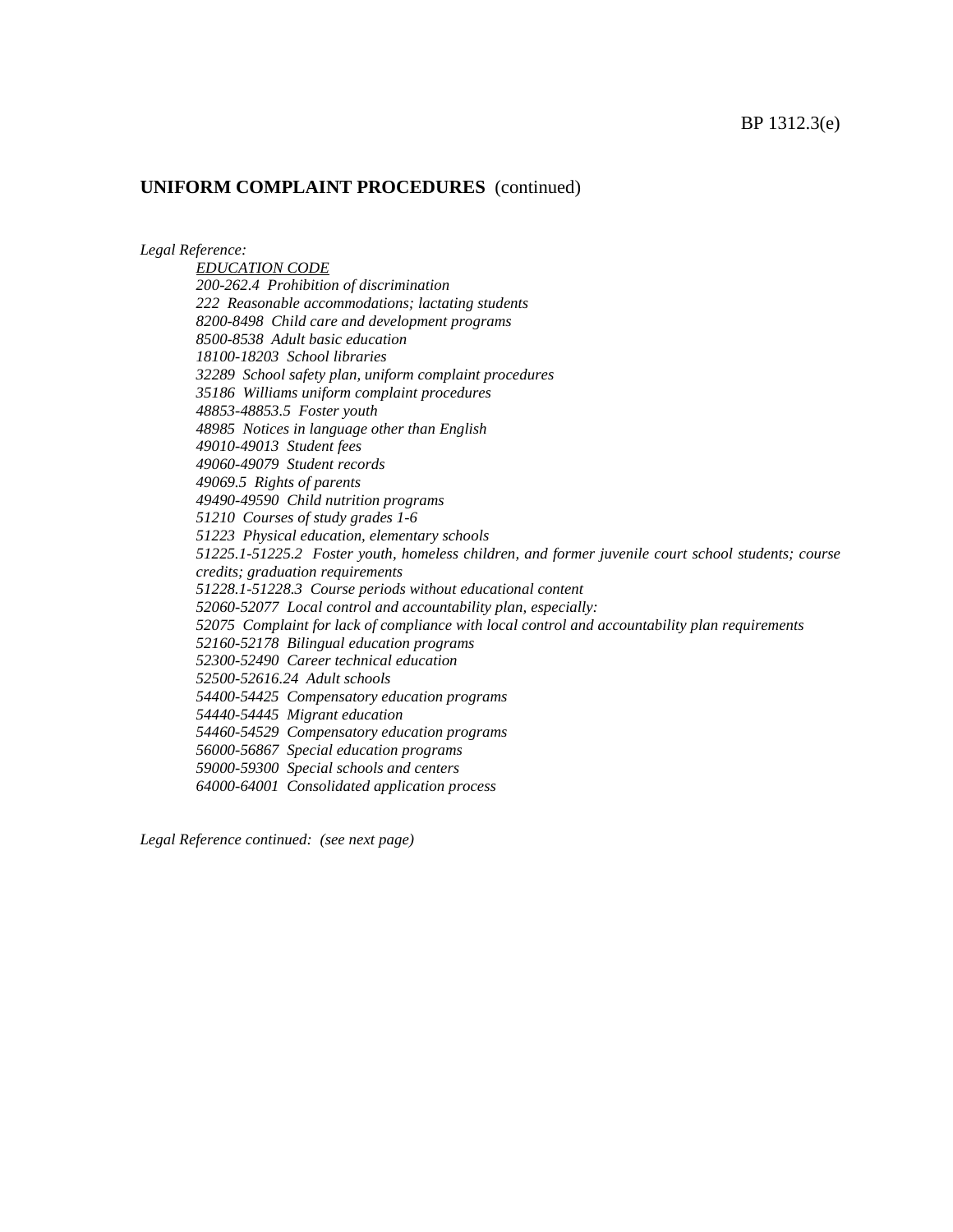## UNIFORM COMPLAINT PROCEDURES (continued)

*Legal Reference:*

*EDUCATION CODE*

*200-262.4 Prohibition of discrimination*
*222 Reasonable accommodations; lactating students*
*8200-8498 Child care and development programs*
*8500-8538 Adult basic education*
*18100-18203 School libraries*
*32289 School safety plan, uniform complaint procedures*
*35186 Williams uniform complaint procedures*
*48853-48853.5 Foster youth*
*48985 Notices in language other than English*
*49010-49013 Student fees*
*49060-49079 Student records*
*49069.5 Rights of parents*
*49490-49590 Child nutrition programs*
*51210 Courses of study grades 1-6*
*51223 Physical education, elementary schools*
*51225.1-51225.2 Foster youth, homeless children, and former juvenile court school students; course credits; graduation requirements*
*51228.1-51228.3 Course periods without educational content*
*52060-52077 Local control and accountability plan, especially:*
*52075 Complaint for lack of compliance with local control and accountability plan requirements*
*52160-52178 Bilingual education programs*
*52300-52490 Career technical education*
*52500-52616.24 Adult schools*
*54400-54425 Compensatory education programs*
*54440-54445 Migrant education*
*54460-54529 Compensatory education programs*
*56000-56867 Special education programs*
*59000-59300 Special schools and centers*
*64000-64001 Consolidated application process*

*Legal Reference continued: (see next page)*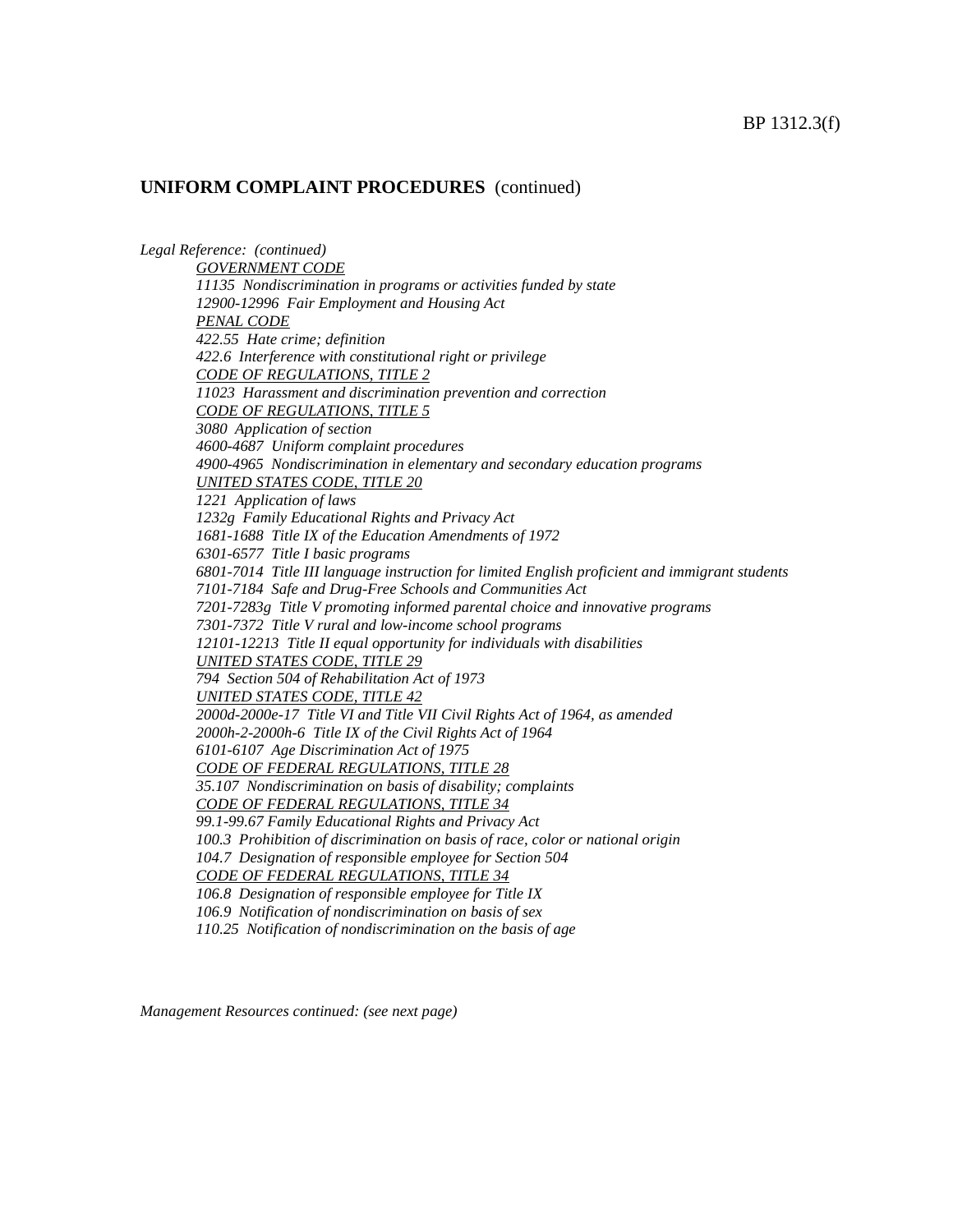**UNIFORM COMPLAINT PROCEDURES** (continued)

*Legal Reference: (continued)*

*GOVERNMENT CODE*
*11135 Nondiscrimination in programs or activities funded by state*
*12900-12996 Fair Employment and Housing Act*
*PENAL CODE*
*422.55 Hate crime; definition*
*422.6 Interference with constitutional right or privilege*
*CODE OF REGULATIONS, TITLE 2*
*11023 Harassment and discrimination prevention and correction*
*CODE OF REGULATIONS, TITLE 5*
*3080 Application of section*
*4600-4687 Uniform complaint procedures*
*4900-4965 Nondiscrimination in elementary and secondary education programs*
*UNITED STATES CODE, TITLE 20*
*1221 Application of laws*
*1232g Family Educational Rights and Privacy Act*
*1681-1688 Title IX of the Education Amendments of 1972*
*6301-6577 Title I basic programs*
*6801-7014 Title III language instruction for limited English proficient and immigrant students*
*7101-7184 Safe and Drug-Free Schools and Communities Act*
*7201-7283g Title V promoting informed parental choice and innovative programs*
*7301-7372 Title V rural and low-income school programs*
*12101-12213 Title II equal opportunity for individuals with disabilities*
*UNITED STATES CODE, TITLE 29*
*794 Section 504 of Rehabilitation Act of 1973*
*UNITED STATES CODE, TITLE 42*
*2000d-2000e-17 Title VI and Title VII Civil Rights Act of 1964, as amended*
*2000h-2-2000h-6 Title IX of the Civil Rights Act of 1964*
*6101-6107 Age Discrimination Act of 1975*
*CODE OF FEDERAL REGULATIONS, TITLE 28*
*35.107 Nondiscrimination on basis of disability; complaints*
*CODE OF FEDERAL REGULATIONS, TITLE 34*
*99.1-99.67 Family Educational Rights and Privacy Act*
*100.3 Prohibition of discrimination on basis of race, color or national origin*
*104.7 Designation of responsible employee for Section 504*
*CODE OF FEDERAL REGULATIONS, TITLE 34*
*106.8 Designation of responsible employee for Title IX*
*106.9 Notification of nondiscrimination on basis of sex*
*110.25 Notification of nondiscrimination on the basis of age*

*Management Resources continued: (see next page)*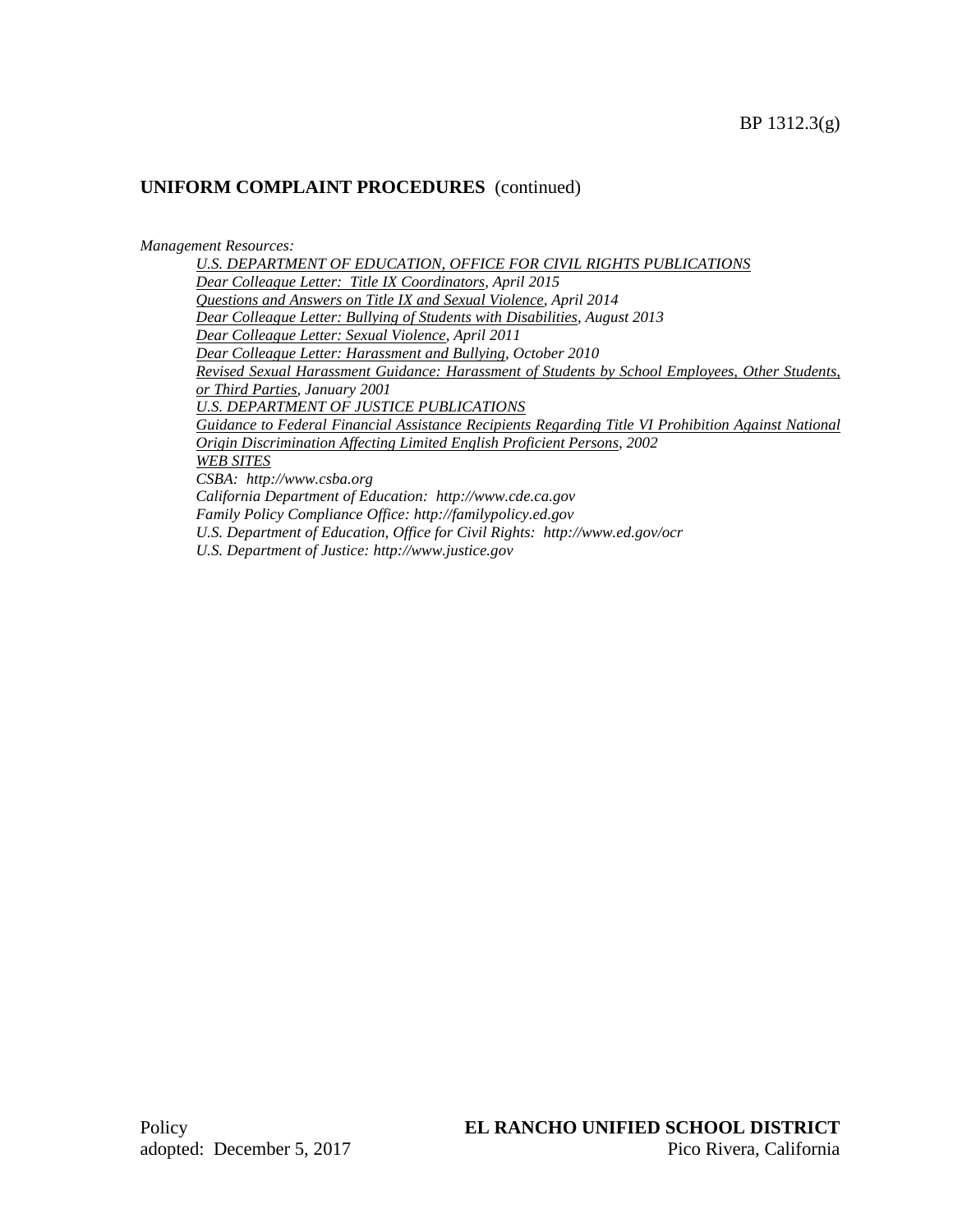BP 1312.3(g)

## UNIFORM COMPLAINT PROCEDURES (continued)

*Management Resources:*

*U.S. DEPARTMENT OF EDUCATION, OFFICE FOR CIVIL RIGHTS PUBLICATIONS*
*Dear Colleague Letter: Title IX Coordinators, April 2015*
*Questions and Answers on Title IX and Sexual Violence, April 2014*
*Dear Colleague Letter: Bullying of Students with Disabilities, August 2013*
*Dear Colleague Letter: Sexual Violence, April 2011*
*Dear Colleague Letter: Harassment and Bullying, October 2010*
*Revised Sexual Harassment Guidance: Harassment of Students by School Employees, Other Students, or Third Parties, January 2001*
*U.S. DEPARTMENT OF JUSTICE PUBLICATIONS*
*Guidance to Federal Financial Assistance Recipients Regarding Title VI Prohibition Against National Origin Discrimination Affecting Limited English Proficient Persons, 2002*
*WEB SITES*
*CSBA: http://www.csba.org*
*California Department of Education: http://www.cde.ca.gov*
*Family Policy Compliance Office: http://familypolicy.ed.gov*
*U.S. Department of Education, Office for Civil Rights: http://www.ed.gov/ocr*
*U.S. Department of Justice: http://www.justice.gov*

Policy
adopted: December 5, 2017

**EL RANCHO UNIFIED SCHOOL DISTRICT**
Pico Rivera, California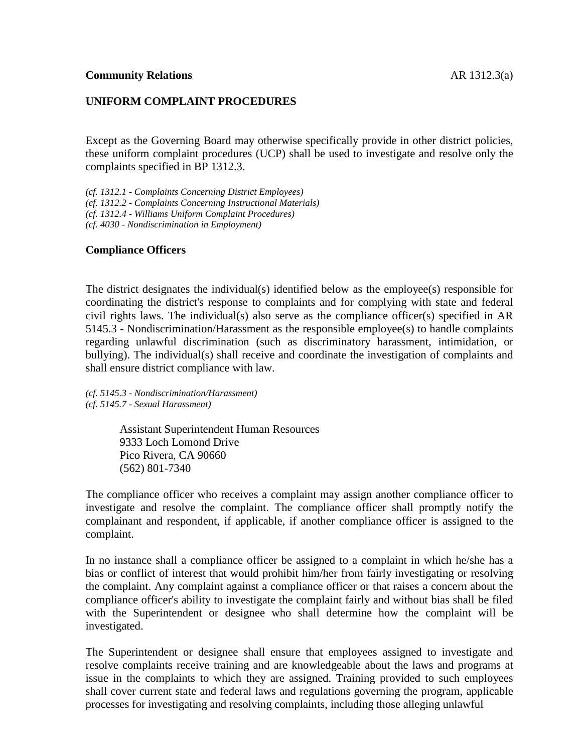**Community Relations** AR 1312.3(a)

## UNIFORM COMPLAINT PROCEDURES

Except as the Governing Board may otherwise specifically provide in other district policies, these uniform complaint procedures (UCP) shall be used to investigate and resolve only the complaints specified in BP 1312.3.

*(cf. 1312.1 - Complaints Concerning District Employees)*
*(cf. 1312.2 - Complaints Concerning Instructional Materials)*
*(cf. 1312.4 - Williams Uniform Complaint Procedures)*
*(cf. 4030 - Nondiscrimination in Employment)*

### Compliance Officers

The district designates the individual(s) identified below as the employee(s) responsible for coordinating the district's response to complaints and for complying with state and federal civil rights laws. The individual(s) also serve as the compliance officer(s) specified in AR 5145.3 - Nondiscrimination/Harassment as the responsible employee(s) to handle complaints regarding unlawful discrimination (such as discriminatory harassment, intimidation, or bullying). The individual(s) shall receive and coordinate the investigation of complaints and shall ensure district compliance with law.

*(cf. 5145.3 - Nondiscrimination/Harassment)*
*(cf. 5145.7 - Sexual Harassment)*

Assistant Superintendent Human Resources
9333 Loch Lomond Drive
Pico Rivera, CA 90660
(562) 801-7340

The compliance officer who receives a complaint may assign another compliance officer to investigate and resolve the complaint. The compliance officer shall promptly notify the complainant and respondent, if applicable, if another compliance officer is assigned to the complaint.

In no instance shall a compliance officer be assigned to a complaint in which he/she has a bias or conflict of interest that would prohibit him/her from fairly investigating or resolving the complaint. Any complaint against a compliance officer or that raises a concern about the compliance officer's ability to investigate the complaint fairly and without bias shall be filed with the Superintendent or designee who shall determine how the complaint will be investigated.

The Superintendent or designee shall ensure that employees assigned to investigate and resolve complaints receive training and are knowledgeable about the laws and programs at issue in the complaints to which they are assigned. Training provided to such employees shall cover current state and federal laws and regulations governing the program, applicable processes for investigating and resolving complaints, including those alleging unlawful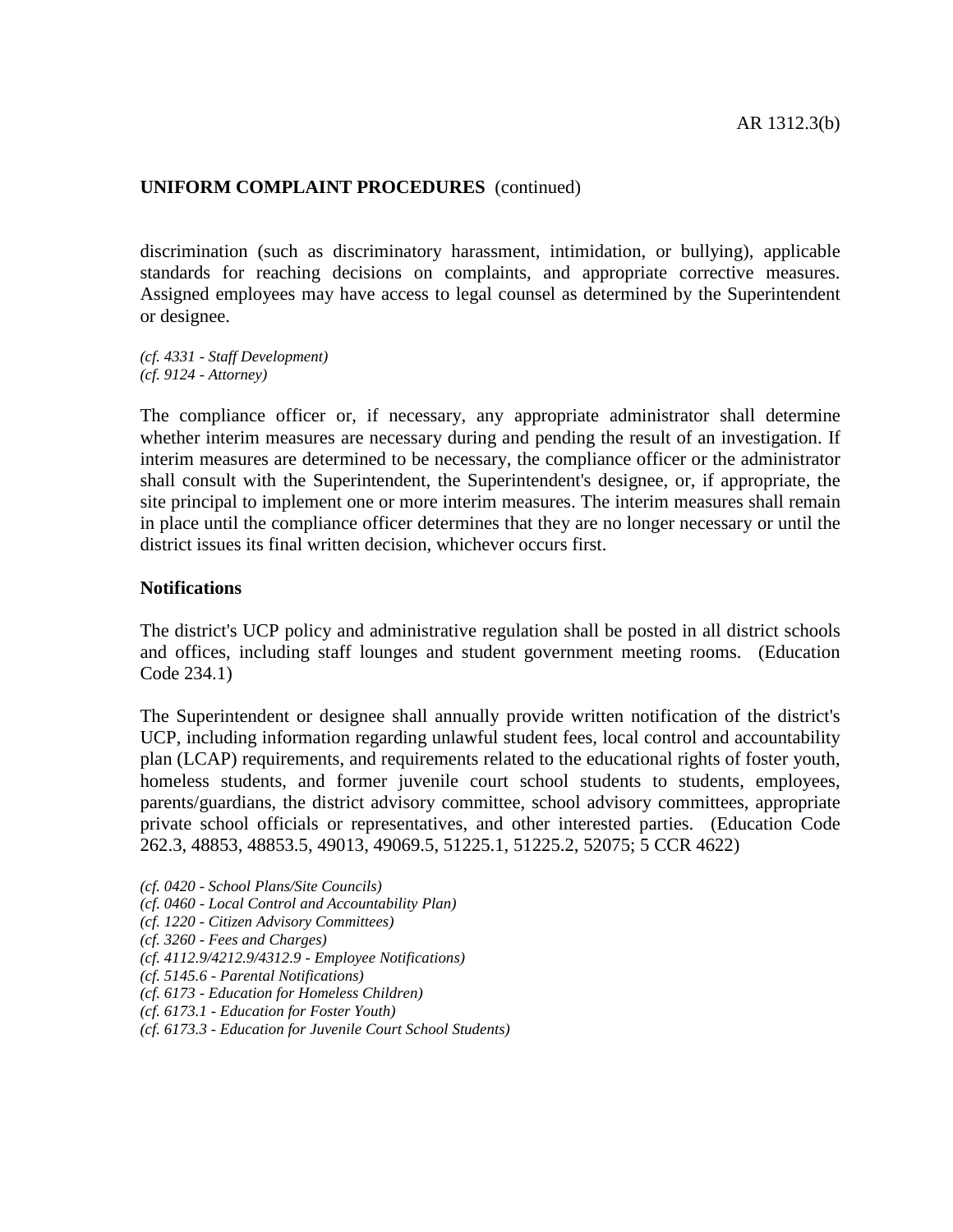discrimination (such as discriminatory harassment, intimidation, or bullying), applicable standards for reaching decisions on complaints, and appropriate corrective measures. Assigned employees may have access to legal counsel as determined by the Superintendent or designee.

*(cf. 4331 - Staff Development)*
*(cf. 9124 - Attorney)*

The compliance officer or, if necessary, any appropriate administrator shall determine whether interim measures are necessary during and pending the result of an investigation. If interim measures are determined to be necessary, the compliance officer or the administrator shall consult with the Superintendent, the Superintendent's designee, or, if appropriate, the site principal to implement one or more interim measures. The interim measures shall remain in place until the compliance officer determines that they are no longer necessary or until the district issues its final written decision, whichever occurs first.

**Notifications**

The district's UCP policy and administrative regulation shall be posted in all district schools and offices, including staff lounges and student government meeting rooms. (Education Code 234.1)

The Superintendent or designee shall annually provide written notification of the district's UCP, including information regarding unlawful student fees, local control and accountability plan (LCAP) requirements, and requirements related to the educational rights of foster youth, homeless students, and former juvenile court school students to students, employees, parents/guardians, the district advisory committee, school advisory committees, appropriate private school officials or representatives, and other interested parties. (Education Code 262.3, 48853, 48853.5, 49013, 49069.5, 51225.1, 51225.2, 52075; 5 CCR 4622)

*(cf. 0420 - School Plans/Site Councils)*
*(cf. 0460 - Local Control and Accountability Plan)*
*(cf. 1220 - Citizen Advisory Committees)*
*(cf. 3260 - Fees and Charges)*
*(cf. 4112.9/4212.9/4312.9 - Employee Notifications)*
*(cf. 5145.6 - Parental Notifications)*
*(cf. 6173 - Education for Homeless Children)*
*(cf. 6173.1 - Education for Foster Youth)*
*(cf. 6173.3 - Education for Juvenile Court School Students)*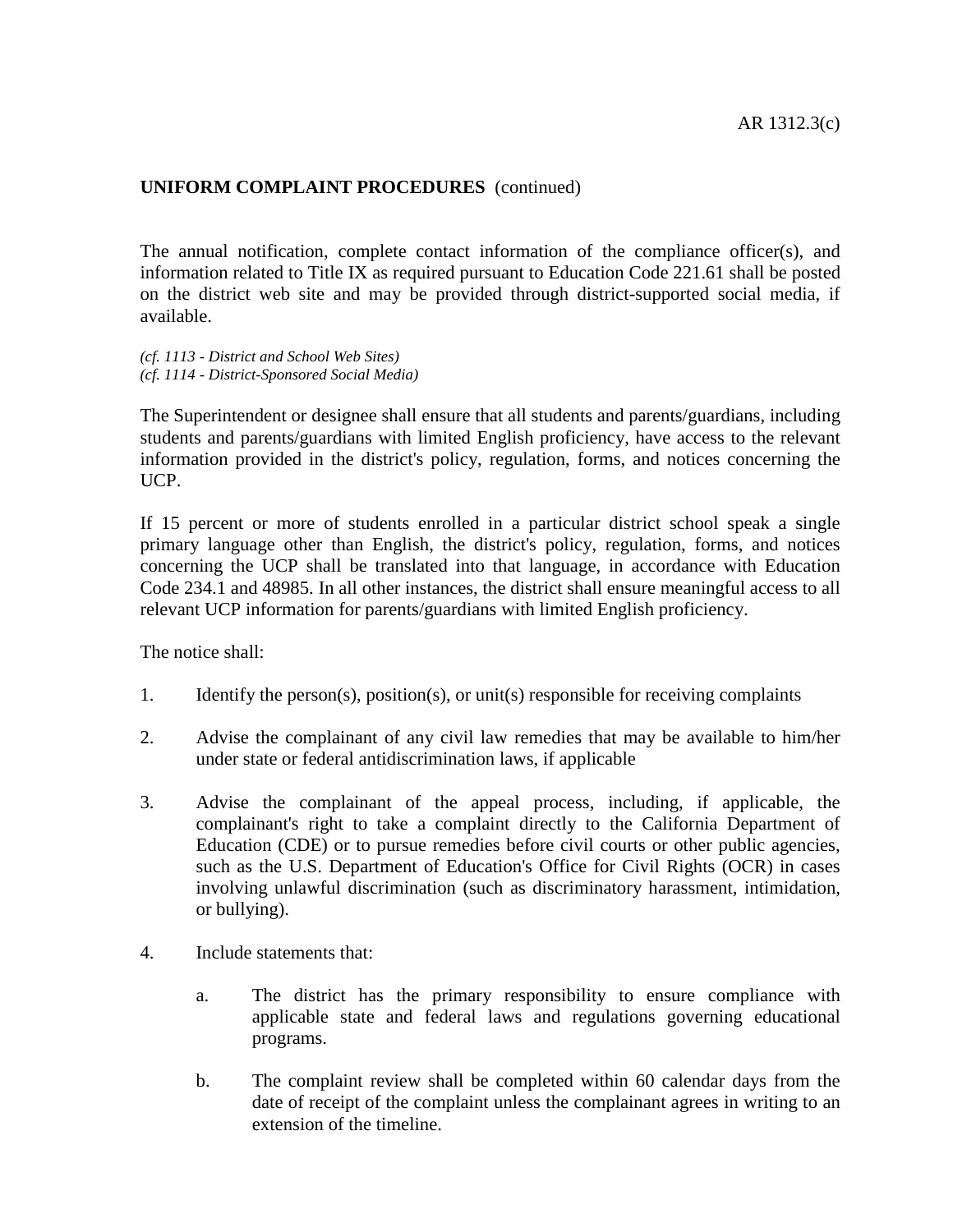**UNIFORM COMPLAINT PROCEDURES** (continued)

The annual notification, complete contact information of the compliance officer(s), and information related to Title IX as required pursuant to Education Code 221.61 shall be posted on the district web site and may be provided through district-supported social media, if available.

*(cf. 1113 - District and School Web Sites)*
*(cf. 1114 - District-Sponsored Social Media)*

The Superintendent or designee shall ensure that all students and parents/guardians, including students and parents/guardians with limited English proficiency, have access to the relevant information provided in the district's policy, regulation, forms, and notices concerning the UCP.

If 15 percent or more of students enrolled in a particular district school speak a single primary language other than English, the district's policy, regulation, forms, and notices concerning the UCP shall be translated into that language, in accordance with Education Code 234.1 and 48985. In all other instances, the district shall ensure meaningful access to all relevant UCP information for parents/guardians with limited English proficiency.

The notice shall:

1. Identify the person(s), position(s), or unit(s) responsible for receiving complaints

2. Advise the complainant of any civil law remedies that may be available to him/her under state or federal antidiscrimination laws, if applicable

3. Advise the complainant of the appeal process, including, if applicable, the complainant's right to take a complaint directly to the California Department of Education (CDE) or to pursue remedies before civil courts or other public agencies, such as the U.S. Department of Education's Office for Civil Rights (OCR) in cases involving unlawful discrimination (such as discriminatory harassment, intimidation, or bullying).

4. Include statements that:

   a. The district has the primary responsibility to ensure compliance with applicable state and federal laws and regulations governing educational programs.

   b. The complaint review shall be completed within 60 calendar days from the date of receipt of the complaint unless the complainant agrees in writing to an extension of the timeline.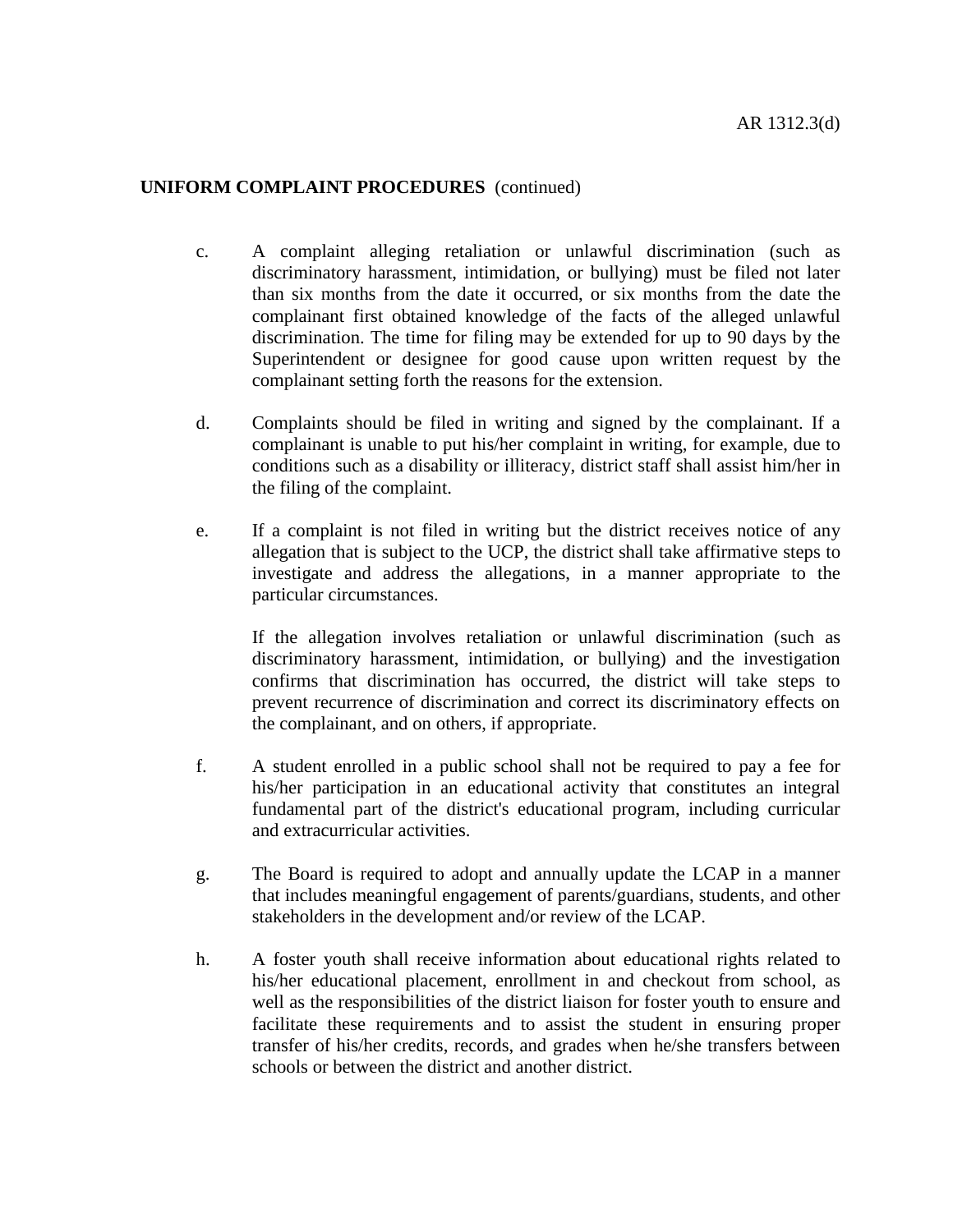**UNIFORM COMPLAINT PROCEDURES** (continued)

c. A complaint alleging retaliation or unlawful discrimination (such as discriminatory harassment, intimidation, or bullying) must be filed not later than six months from the date it occurred, or six months from the date the complainant first obtained knowledge of the facts of the alleged unlawful discrimination. The time for filing may be extended for up to 90 days by the Superintendent or designee for good cause upon written request by the complainant setting forth the reasons for the extension.

d. Complaints should be filed in writing and signed by the complainant. If a complainant is unable to put his/her complaint in writing, for example, due to conditions such as a disability or illiteracy, district staff shall assist him/her in the filing of the complaint.

e. If a complaint is not filed in writing but the district receives notice of any allegation that is subject to the UCP, the district shall take affirmative steps to investigate and address the allegations, in a manner appropriate to the particular circumstances.

   If the allegation involves retaliation or unlawful discrimination (such as discriminatory harassment, intimidation, or bullying) and the investigation confirms that discrimination has occurred, the district will take steps to prevent recurrence of discrimination and correct its discriminatory effects on the complainant, and on others, if appropriate.

f. A student enrolled in a public school shall not be required to pay a fee for his/her participation in an educational activity that constitutes an integral fundamental part of the district's educational program, including curricular and extracurricular activities.

g. The Board is required to adopt and annually update the LCAP in a manner that includes meaningful engagement of parents/guardians, students, and other stakeholders in the development and/or review of the LCAP.

h. A foster youth shall receive information about educational rights related to his/her educational placement, enrollment in and checkout from school, as well as the responsibilities of the district liaison for foster youth to ensure and facilitate these requirements and to assist the student in ensuring proper transfer of his/her credits, records, and grades when he/she transfers between schools or between the district and another district.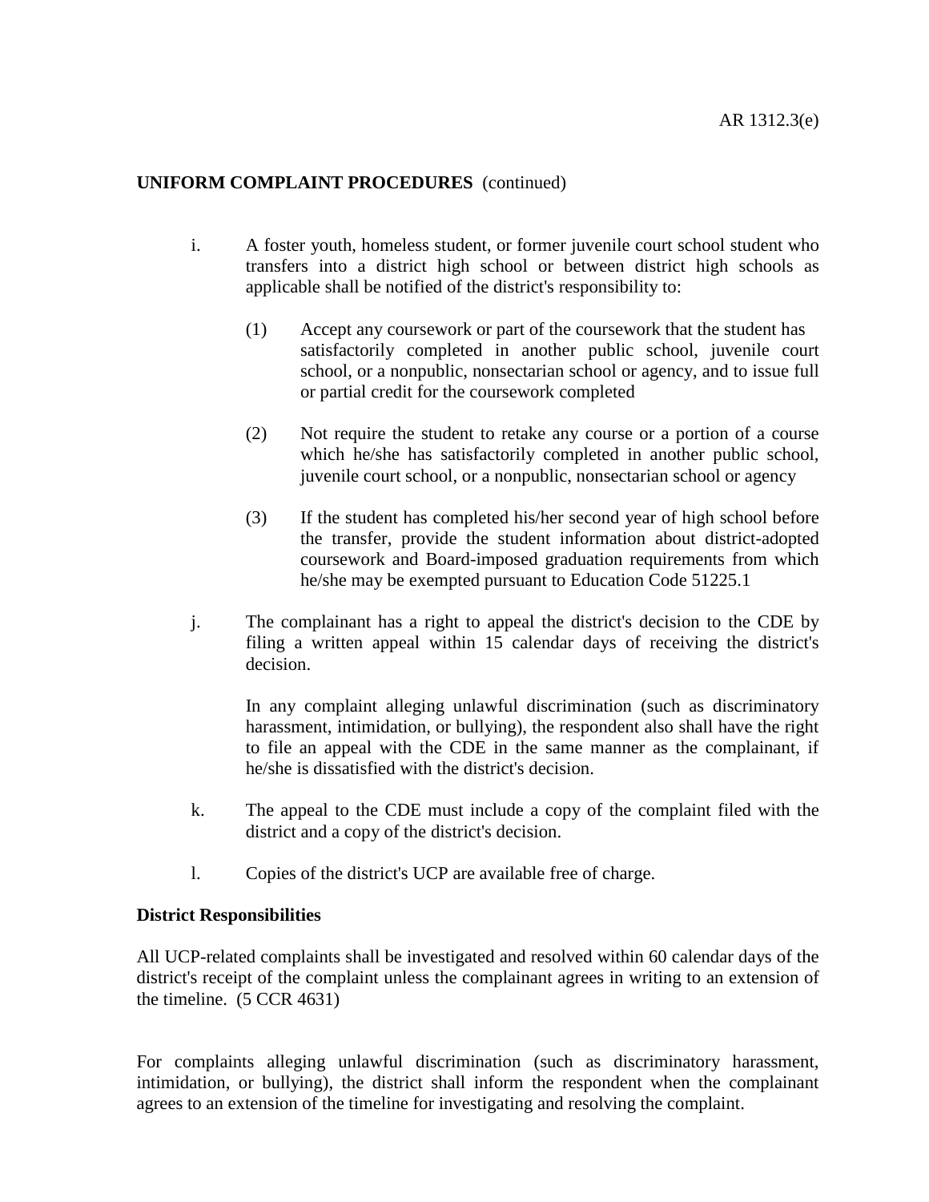**UNIFORM COMPLAINT PROCEDURES** (continued)

i. A foster youth, homeless student, or former juvenile court school student who transfers into a district high school or between district high schools as applicable shall be notified of the district's responsibility to:

   (1) Accept any coursework or part of the coursework that the student has satisfactorily completed in another public school, juvenile court school, or a nonpublic, nonsectarian school or agency, and to issue full or partial credit for the coursework completed

   (2) Not require the student to retake any course or a portion of a course which he/she has satisfactorily completed in another public school, juvenile court school, or a nonpublic, nonsectarian school or agency

   (3) If the student has completed his/her second year of high school before the transfer, provide the student information about district-adopted coursework and Board-imposed graduation requirements from which he/she may be exempted pursuant to Education Code 51225.1

j. The complainant has a right to appeal the district's decision to the CDE by filing a written appeal within 15 calendar days of receiving the district's decision.

   In any complaint alleging unlawful discrimination (such as discriminatory harassment, intimidation, or bullying), the respondent also shall have the right to file an appeal with the CDE in the same manner as the complainant, if he/she is dissatisfied with the district's decision.

k. The appeal to the CDE must include a copy of the complaint filed with the district and a copy of the district's decision.

l. Copies of the district's UCP are available free of charge.

**District Responsibilities**

All UCP-related complaints shall be investigated and resolved within 60 calendar days of the district's receipt of the complaint unless the complainant agrees in writing to an extension of the timeline. (5 CCR 4631)

For complaints alleging unlawful discrimination (such as discriminatory harassment, intimidation, or bullying), the district shall inform the respondent when the complainant agrees to an extension of the timeline for investigating and resolving the complaint.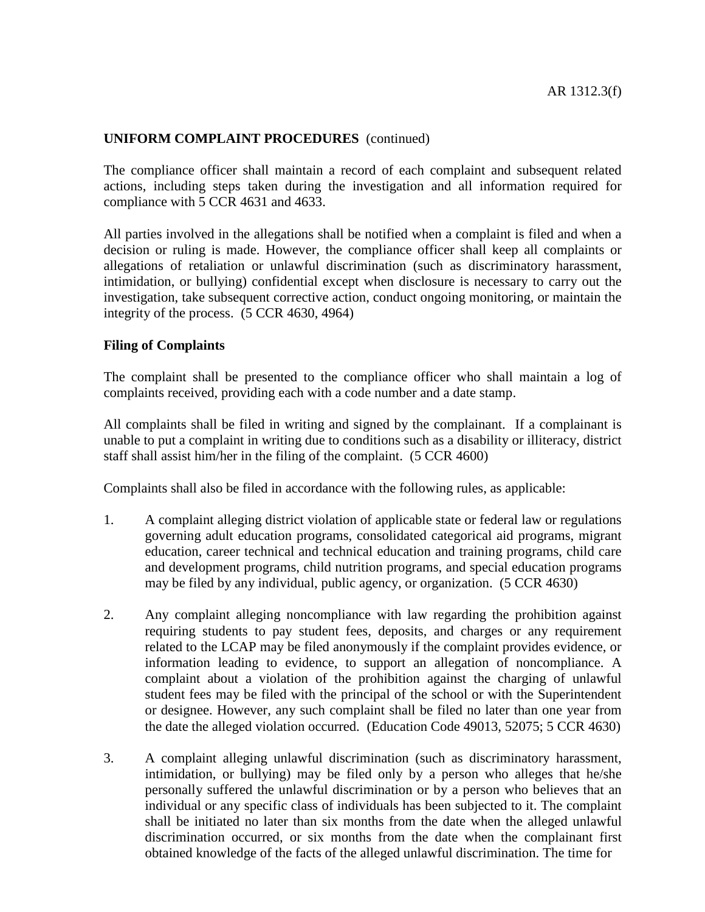## UNIFORM COMPLAINT PROCEDURES (continued)

The compliance officer shall maintain a record of each complaint and subsequent related actions, including steps taken during the investigation and all information required for compliance with 5 CCR 4631 and 4633.

All parties involved in the allegations shall be notified when a complaint is filed and when a decision or ruling is made. However, the compliance officer shall keep all complaints or allegations of retaliation or unlawful discrimination (such as discriminatory harassment, intimidation, or bullying) confidential except when disclosure is necessary to carry out the investigation, take subsequent corrective action, conduct ongoing monitoring, or maintain the integrity of the process. (5 CCR 4630, 4964)

### Filing of Complaints

The complaint shall be presented to the compliance officer who shall maintain a log of complaints received, providing each with a code number and a date stamp.

All complaints shall be filed in writing and signed by the complainant. If a complainant is unable to put a complaint in writing due to conditions such as a disability or illiteracy, district staff shall assist him/her in the filing of the complaint. (5 CCR 4600)

Complaints shall also be filed in accordance with the following rules, as applicable:

1. A complaint alleging district violation of applicable state or federal law or regulations governing adult education programs, consolidated categorical aid programs, migrant education, career technical and technical education and training programs, child care and development programs, child nutrition programs, and special education programs may be filed by any individual, public agency, or organization. (5 CCR 4630)

2. Any complaint alleging noncompliance with law regarding the prohibition against requiring students to pay student fees, deposits, and charges or any requirement related to the LCAP may be filed anonymously if the complaint provides evidence, or information leading to evidence, to support an allegation of noncompliance. A complaint about a violation of the prohibition against the charging of unlawful student fees may be filed with the principal of the school or with the Superintendent or designee. However, any such complaint shall be filed no later than one year from the date the alleged violation occurred. (Education Code 49013, 52075; 5 CCR 4630)

3. A complaint alleging unlawful discrimination (such as discriminatory harassment, intimidation, or bullying) may be filed only by a person who alleges that he/she personally suffered the unlawful discrimination or by a person who believes that an individual or any specific class of individuals has been subjected to it. The complaint shall be initiated no later than six months from the date when the alleged unlawful discrimination occurred, or six months from the date when the complainant first obtained knowledge of the facts of the alleged unlawful discrimination. The time for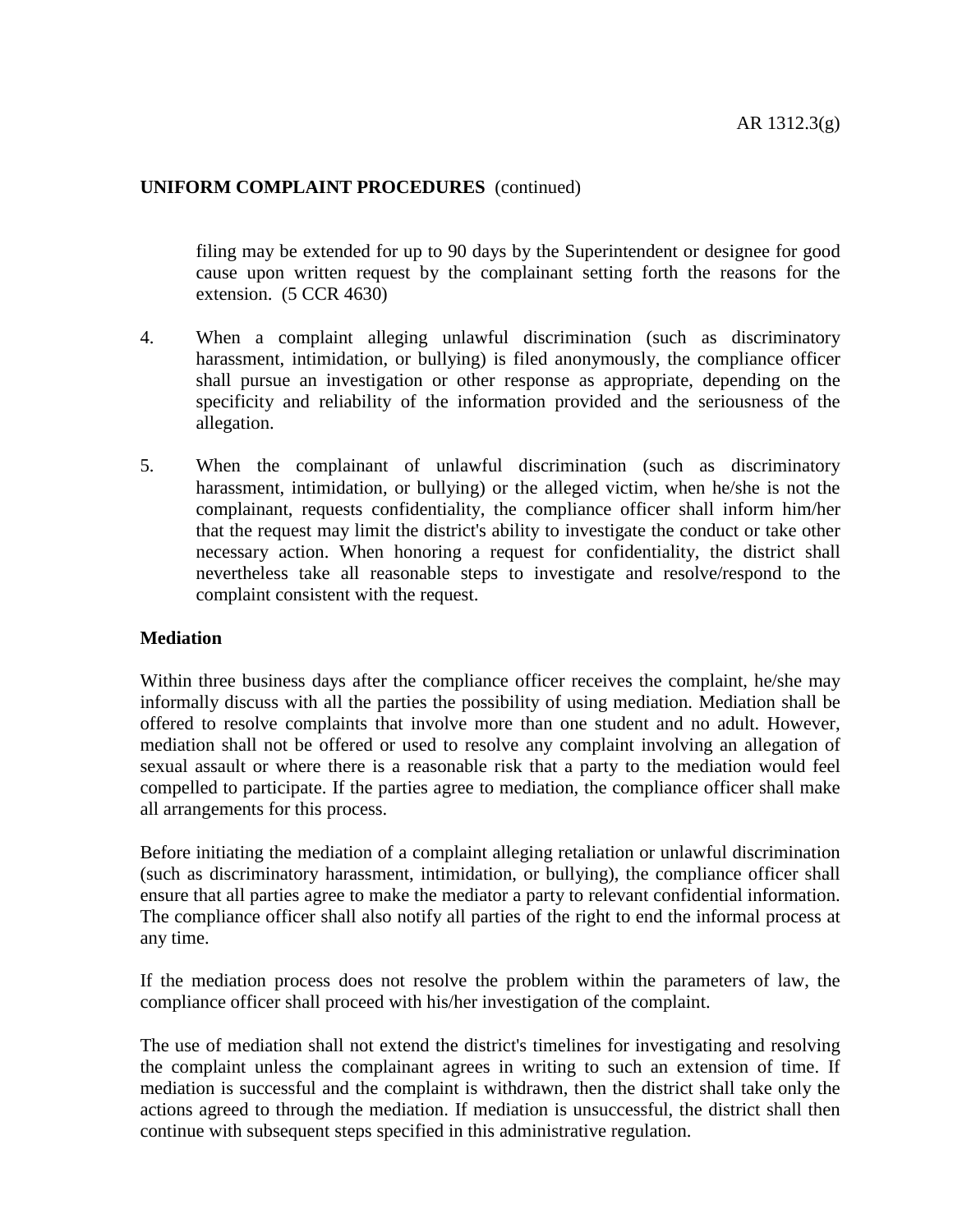filing may be extended for up to 90 days by the Superintendent or designee for good cause upon written request by the complainant setting forth the reasons for the extension. (5 CCR 4630)

4. When a complaint alleging unlawful discrimination (such as discriminatory harassment, intimidation, or bullying) is filed anonymously, the compliance officer shall pursue an investigation or other response as appropriate, depending on the specificity and reliability of the information provided and the seriousness of the allegation.

5. When the complainant of unlawful discrimination (such as discriminatory harassment, intimidation, or bullying) or the alleged victim, when he/she is not the complainant, requests confidentiality, the compliance officer shall inform him/her that the request may limit the district's ability to investigate the conduct or take other necessary action. When honoring a request for confidentiality, the district shall nevertheless take all reasonable steps to investigate and resolve/respond to the complaint consistent with the request.

**Mediation**

Within three business days after the compliance officer receives the complaint, he/she may informally discuss with all the parties the possibility of using mediation. Mediation shall be offered to resolve complaints that involve more than one student and no adult. However, mediation shall not be offered or used to resolve any complaint involving an allegation of sexual assault or where there is a reasonable risk that a party to the mediation would feel compelled to participate. If the parties agree to mediation, the compliance officer shall make all arrangements for this process.

Before initiating the mediation of a complaint alleging retaliation or unlawful discrimination (such as discriminatory harassment, intimidation, or bullying), the compliance officer shall ensure that all parties agree to make the mediator a party to relevant confidential information. The compliance officer shall also notify all parties of the right to end the informal process at any time.

If the mediation process does not resolve the problem within the parameters of law, the compliance officer shall proceed with his/her investigation of the complaint.

The use of mediation shall not extend the district's timelines for investigating and resolving the complaint unless the complainant agrees in writing to such an extension of time. If mediation is successful and the complaint is withdrawn, then the district shall take only the actions agreed to through the mediation. If mediation is unsuccessful, the district shall then continue with subsequent steps specified in this administrative regulation.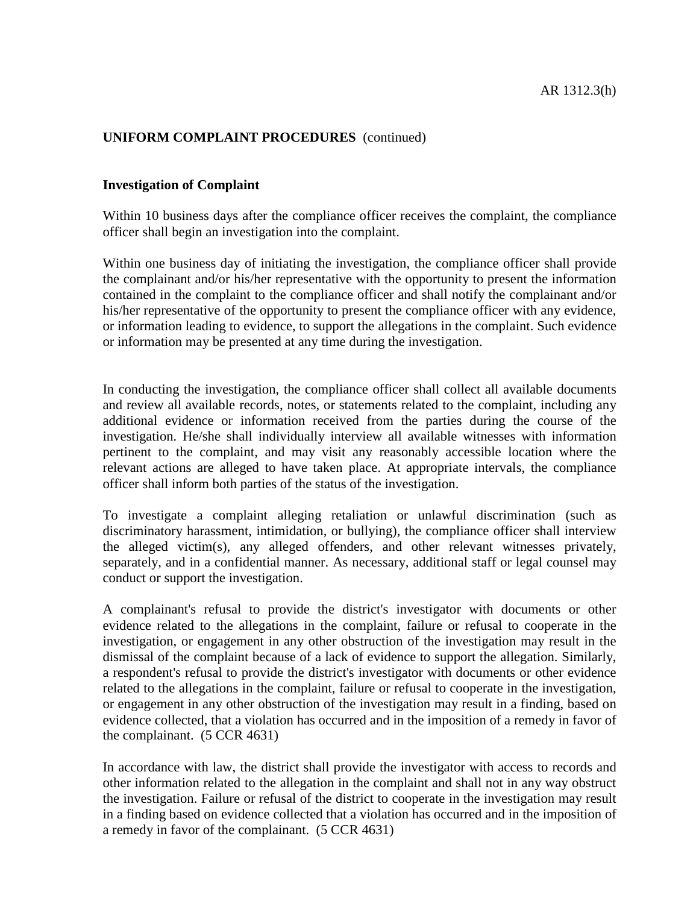**UNIFORM COMPLAINT PROCEDURES** (continued)

**Investigation of Complaint**

Within 10 business days after the compliance officer receives the complaint, the compliance officer shall begin an investigation into the complaint.

Within one business day of initiating the investigation, the compliance officer shall provide the complainant and/or his/her representative with the opportunity to present the information contained in the complaint to the compliance officer and shall notify the complainant and/or his/her representative of the opportunity to present the compliance officer with any evidence, or information leading to evidence, to support the allegations in the complaint. Such evidence or information may be presented at any time during the investigation.

In conducting the investigation, the compliance officer shall collect all available documents and review all available records, notes, or statements related to the complaint, including any additional evidence or information received from the parties during the course of the investigation. He/she shall individually interview all available witnesses with information pertinent to the complaint, and may visit any reasonably accessible location where the relevant actions are alleged to have taken place. At appropriate intervals, the compliance officer shall inform both parties of the status of the investigation.

To investigate a complaint alleging retaliation or unlawful discrimination (such as discriminatory harassment, intimidation, or bullying), the compliance officer shall interview the alleged victim(s), any alleged offenders, and other relevant witnesses privately, separately, and in a confidential manner. As necessary, additional staff or legal counsel may conduct or support the investigation.

A complainant's refusal to provide the district's investigator with documents or other evidence related to the allegations in the complaint, failure or refusal to cooperate in the investigation, or engagement in any other obstruction of the investigation may result in the dismissal of the complaint because of a lack of evidence to support the allegation. Similarly, a respondent's refusal to provide the district's investigator with documents or other evidence related to the allegations in the complaint, failure or refusal to cooperate in the investigation, or engagement in any other obstruction of the investigation may result in a finding, based on evidence collected, that a violation has occurred and in the imposition of a remedy in favor of the complainant. (5 CCR 4631)

In accordance with law, the district shall provide the investigator with access to records and other information related to the allegation in the complaint and shall not in any way obstruct the investigation. Failure or refusal of the district to cooperate in the investigation may result in a finding based on evidence collected that a violation has occurred and in the imposition of a remedy in favor of the complainant. (5 CCR 4631)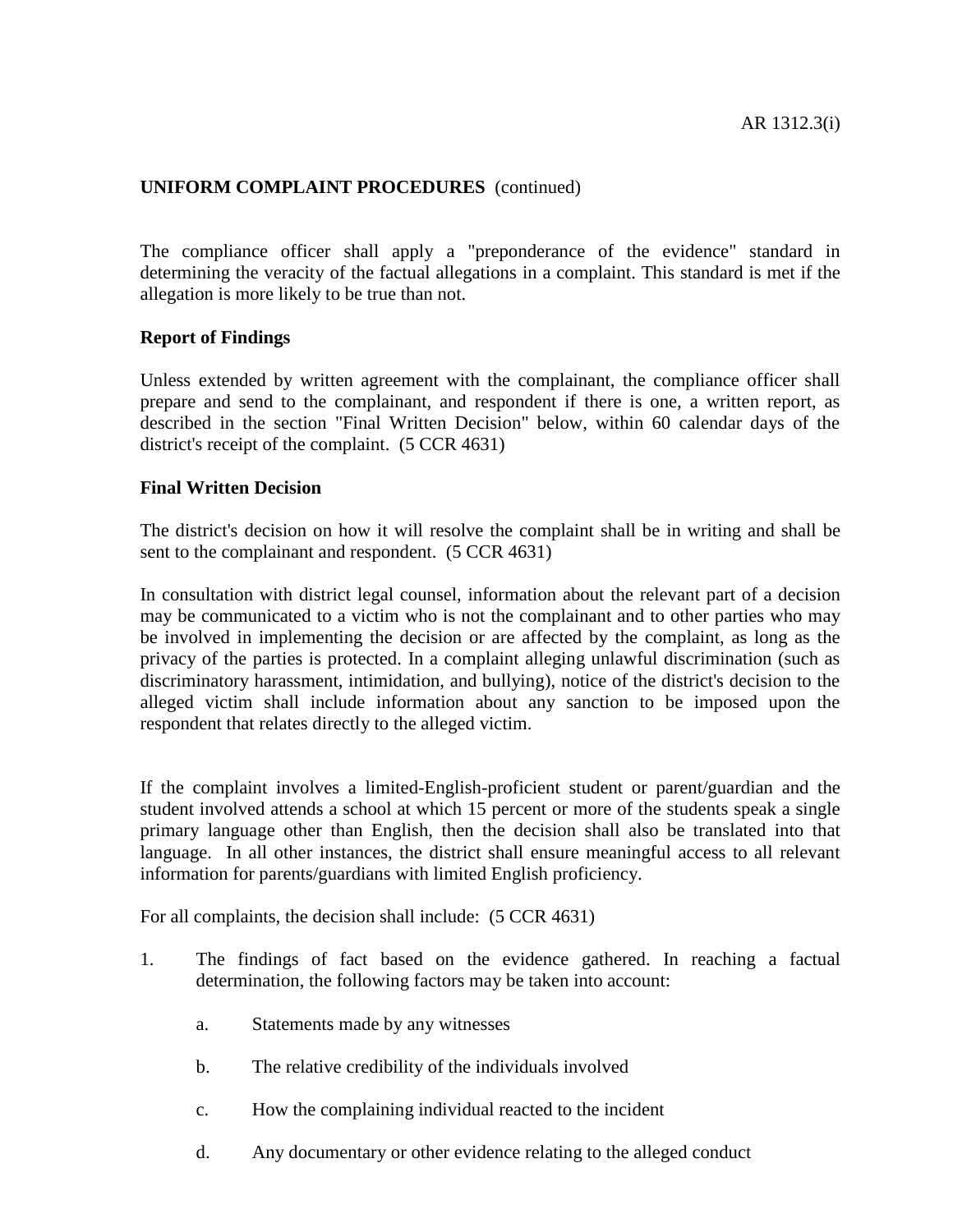**UNIFORM COMPLAINT PROCEDURES** (continued)

The compliance officer shall apply a "preponderance of the evidence" standard in determining the veracity of the factual allegations in a complaint. This standard is met if the allegation is more likely to be true than not.

**Report of Findings**

Unless extended by written agreement with the complainant, the compliance officer shall prepare and send to the complainant, and respondent if there is one, a written report, as described in the section "Final Written Decision" below, within 60 calendar days of the district's receipt of the complaint. (5 CCR 4631)

**Final Written Decision**

The district's decision on how it will resolve the complaint shall be in writing and shall be sent to the complainant and respondent. (5 CCR 4631)

In consultation with district legal counsel, information about the relevant part of a decision may be communicated to a victim who is not the complainant and to other parties who may be involved in implementing the decision or are affected by the complaint, as long as the privacy of the parties is protected. In a complaint alleging unlawful discrimination (such as discriminatory harassment, intimidation, and bullying), notice of the district's decision to the alleged victim shall include information about any sanction to be imposed upon the respondent that relates directly to the alleged victim.

If the complaint involves a limited-English-proficient student or parent/guardian and the student involved attends a school at which 15 percent or more of the students speak a single primary language other than English, then the decision shall also be translated into that language. In all other instances, the district shall ensure meaningful access to all relevant information for parents/guardians with limited English proficiency.

For all complaints, the decision shall include: (5 CCR 4631)

1. The findings of fact based on the evidence gathered. In reaching a factual determination, the following factors may be taken into account:

   a. Statements made by any witnesses

   b. The relative credibility of the individuals involved

   c. How the complaining individual reacted to the incident

   d. Any documentary or other evidence relating to the alleged conduct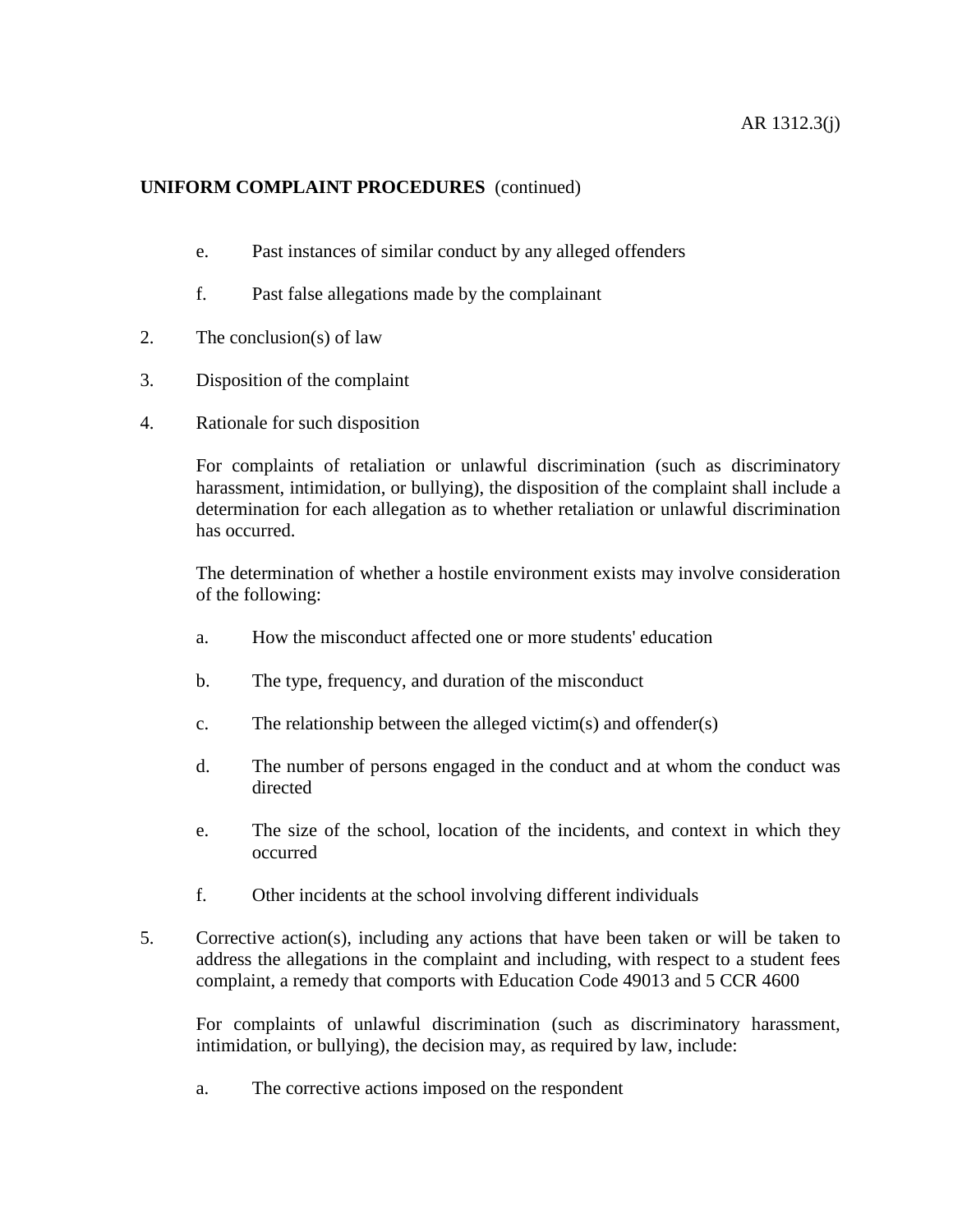**UNIFORM COMPLAINT PROCEDURES** (continued)

e. Past instances of similar conduct by any alleged offenders

f. Past false allegations made by the complainant

2. The conclusion(s) of law

3. Disposition of the complaint

4. Rationale for such disposition

   For complaints of retaliation or unlawful discrimination (such as discriminatory harassment, intimidation, or bullying), the disposition of the complaint shall include a determination for each allegation as to whether retaliation or unlawful discrimination has occurred.

   The determination of whether a hostile environment exists may involve consideration of the following:

   a. How the misconduct affected one or more students' education

   b. The type, frequency, and duration of the misconduct

   c. The relationship between the alleged victim(s) and offender(s)

   d. The number of persons engaged in the conduct and at whom the conduct was directed

   e. The size of the school, location of the incidents, and context in which they occurred

   f. Other incidents at the school involving different individuals

5. Corrective action(s), including any actions that have been taken or will be taken to address the allegations in the complaint and including, with respect to a student fees complaint, a remedy that comports with Education Code 49013 and 5 CCR 4600

   For complaints of unlawful discrimination (such as discriminatory harassment, intimidation, or bullying), the decision may, as required by law, include:

   a. The corrective actions imposed on the respondent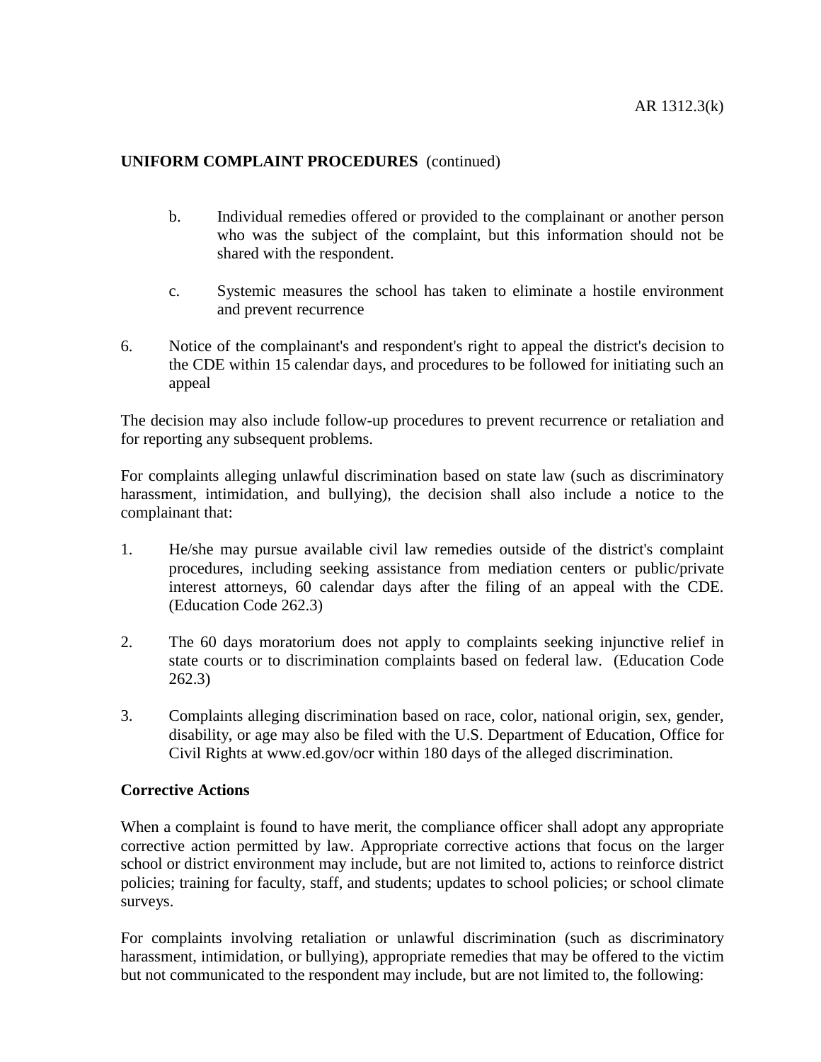**UNIFORM COMPLAINT PROCEDURES** (continued)

   b. Individual remedies offered or provided to the complainant or another person who was the subject of the complaint, but this information should not be shared with the respondent.

   c. Systemic measures the school has taken to eliminate a hostile environment and prevent recurrence

6. Notice of the complainant's and respondent's right to appeal the district's decision to the CDE within 15 calendar days, and procedures to be followed for initiating such an appeal

The decision may also include follow-up procedures to prevent recurrence or retaliation and for reporting any subsequent problems.

For complaints alleging unlawful discrimination based on state law (such as discriminatory harassment, intimidation, and bullying), the decision shall also include a notice to the complainant that:

1. He/she may pursue available civil law remedies outside of the district's complaint procedures, including seeking assistance from mediation centers or public/private interest attorneys, 60 calendar days after the filing of an appeal with the CDE. (Education Code 262.3)

2. The 60 days moratorium does not apply to complaints seeking injunctive relief in state courts or to discrimination complaints based on federal law. (Education Code 262.3)

3. Complaints alleging discrimination based on race, color, national origin, sex, gender, disability, or age may also be filed with the U.S. Department of Education, Office for Civil Rights at www.ed.gov/ocr within 180 days of the alleged discrimination.

**Corrective Actions**

When a complaint is found to have merit, the compliance officer shall adopt any appropriate corrective action permitted by law. Appropriate corrective actions that focus on the larger school or district environment may include, but are not limited to, actions to reinforce district policies; training for faculty, staff, and students; updates to school policies; or school climate surveys.

For complaints involving retaliation or unlawful discrimination (such as discriminatory harassment, intimidation, or bullying), appropriate remedies that may be offered to the victim but not communicated to the respondent may include, but are not limited to, the following: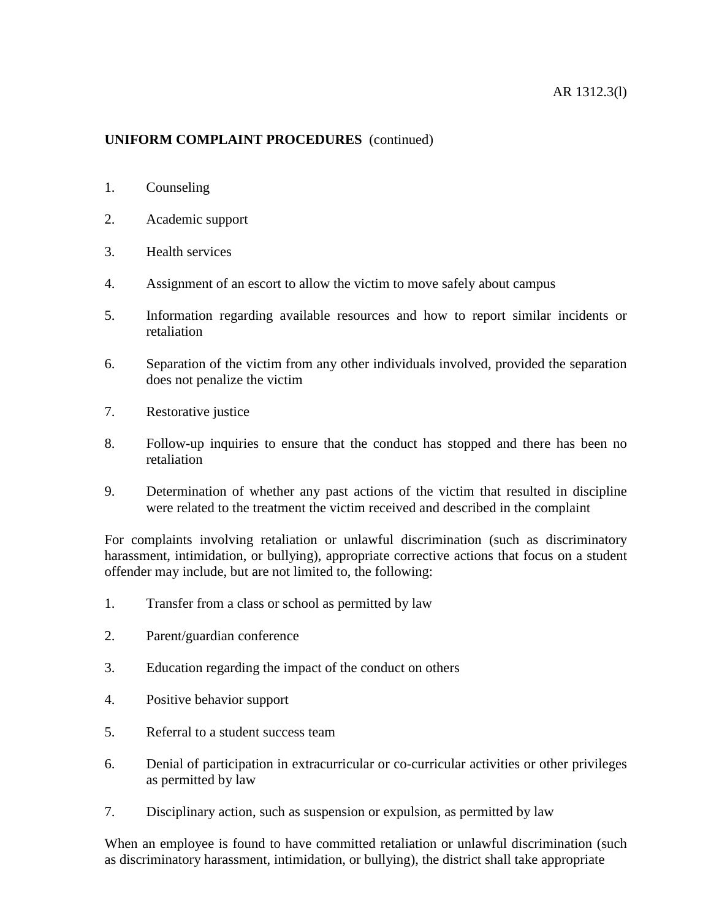**UNIFORM COMPLAINT PROCEDURES** (continued)

1. Counseling
2. Academic support
3. Health services
4. Assignment of an escort to allow the victim to move safely about campus
5. Information regarding available resources and how to report similar incidents or retaliation
6. Separation of the victim from any other individuals involved, provided the separation does not penalize the victim
7. Restorative justice
8. Follow-up inquiries to ensure that the conduct has stopped and there has been no retaliation
9. Determination of whether any past actions of the victim that resulted in discipline were related to the treatment the victim received and described in the complaint

For complaints involving retaliation or unlawful discrimination (such as discriminatory harassment, intimidation, or bullying), appropriate corrective actions that focus on a student offender may include, but are not limited to, the following:

1. Transfer from a class or school as permitted by law
2. Parent/guardian conference
3. Education regarding the impact of the conduct on others
4. Positive behavior support
5. Referral to a student success team
6. Denial of participation in extracurricular or co-curricular activities or other privileges as permitted by law
7. Disciplinary action, such as suspension or expulsion, as permitted by law

When an employee is found to have committed retaliation or unlawful discrimination (such as discriminatory harassment, intimidation, or bullying), the district shall take appropriate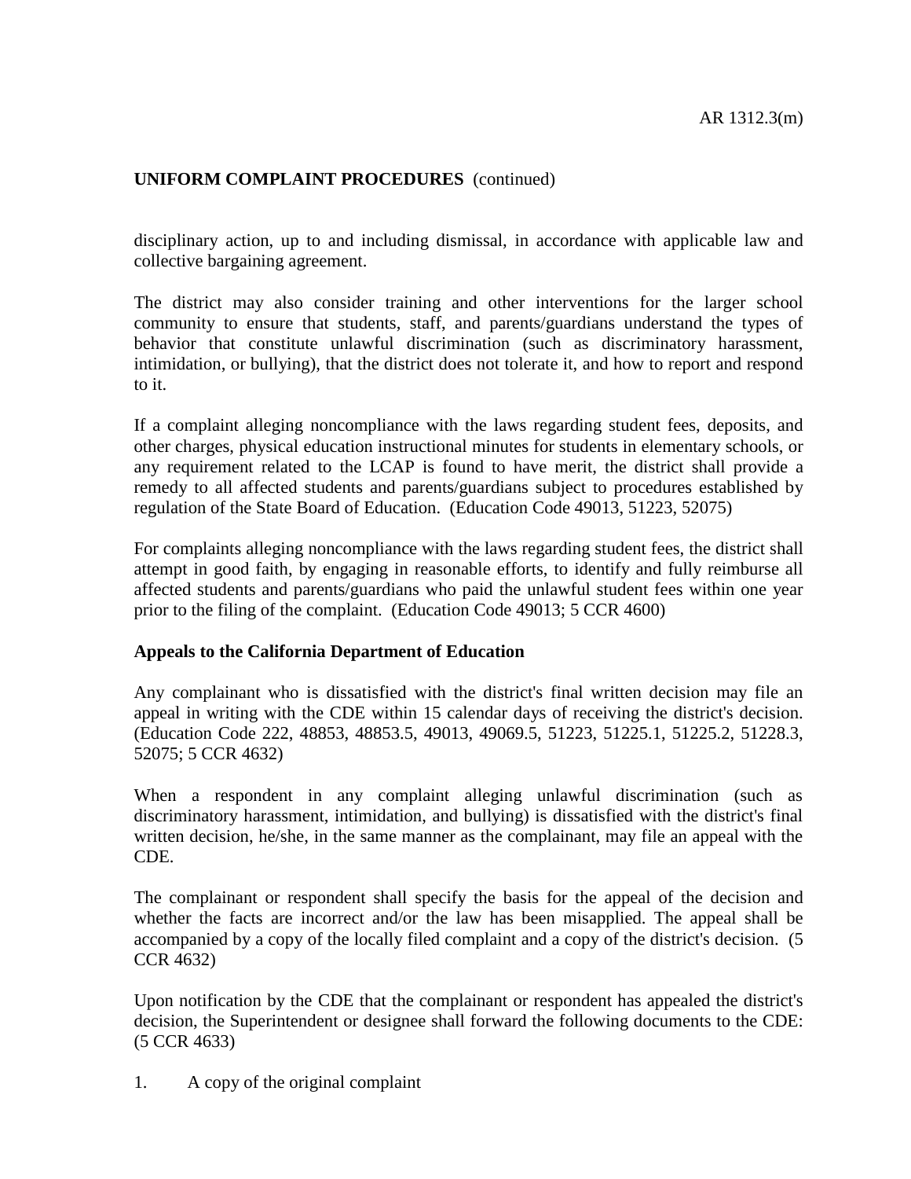disciplinary action, up to and including dismissal, in accordance with applicable law and collective bargaining agreement.

The district may also consider training and other interventions for the larger school community to ensure that students, staff, and parents/guardians understand the types of behavior that constitute unlawful discrimination (such as discriminatory harassment, intimidation, or bullying), that the district does not tolerate it, and how to report and respond to it.

If a complaint alleging noncompliance with the laws regarding student fees, deposits, and other charges, physical education instructional minutes for students in elementary schools, or any requirement related to the LCAP is found to have merit, the district shall provide a remedy to all affected students and parents/guardians subject to procedures established by regulation of the State Board of Education. (Education Code 49013, 51223, 52075)

For complaints alleging noncompliance with the laws regarding student fees, the district shall attempt in good faith, by engaging in reasonable efforts, to identify and fully reimburse all affected students and parents/guardians who paid the unlawful student fees within one year prior to the filing of the complaint. (Education Code 49013; 5 CCR 4600)

**Appeals to the California Department of Education**

Any complainant who is dissatisfied with the district's final written decision may file an appeal in writing with the CDE within 15 calendar days of receiving the district's decision. (Education Code 222, 48853, 48853.5, 49013, 49069.5, 51223, 51225.1, 51225.2, 51228.3, 52075; 5 CCR 4632)

When a respondent in any complaint alleging unlawful discrimination (such as discriminatory harassment, intimidation, and bullying) is dissatisfied with the district's final written decision, he/she, in the same manner as the complainant, may file an appeal with the CDE.

The complainant or respondent shall specify the basis for the appeal of the decision and whether the facts are incorrect and/or the law has been misapplied. The appeal shall be accompanied by a copy of the locally filed complaint and a copy of the district's decision. (5 CCR 4632)

Upon notification by the CDE that the complainant or respondent has appealed the district's decision, the Superintendent or designee shall forward the following documents to the CDE: (5 CCR 4633)

1. A copy of the original complaint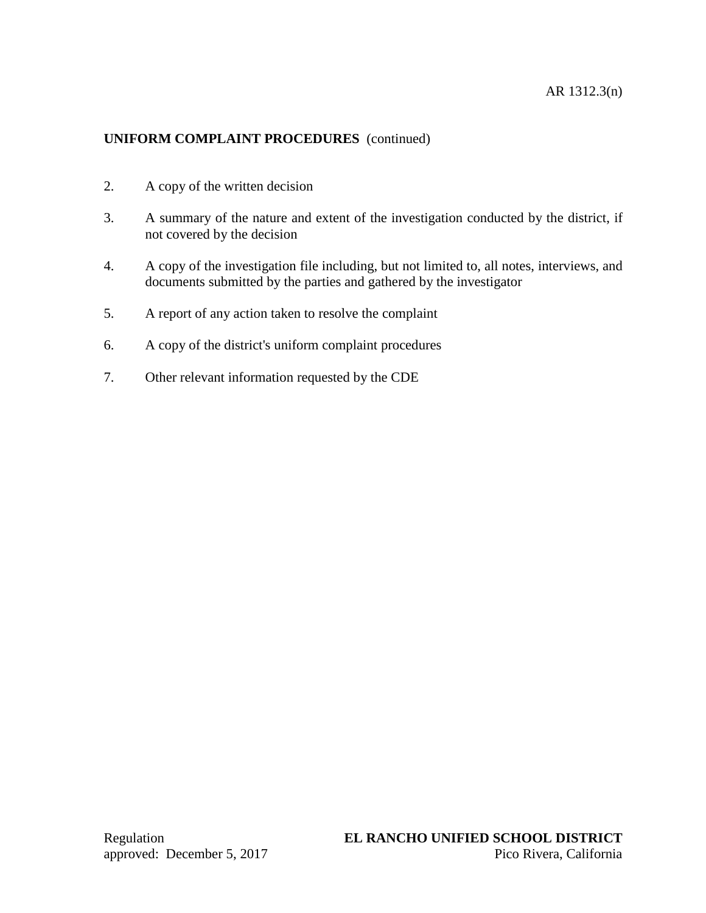2. A copy of the written decision

3. A summary of the nature and extent of the investigation conducted by the district, if not covered by the decision

4. A copy of the investigation file including, but not limited to, all notes, interviews, and documents submitted by the parties and gathered by the investigator

5. A report of any action taken to resolve the complaint

6. A copy of the district's uniform complaint procedures

7. Other relevant information requested by the CDE

Regulation approved: December 5, 2017

**EL RANCHO UNIFIED SCHOOL DISTRICT**
Pico Rivera, California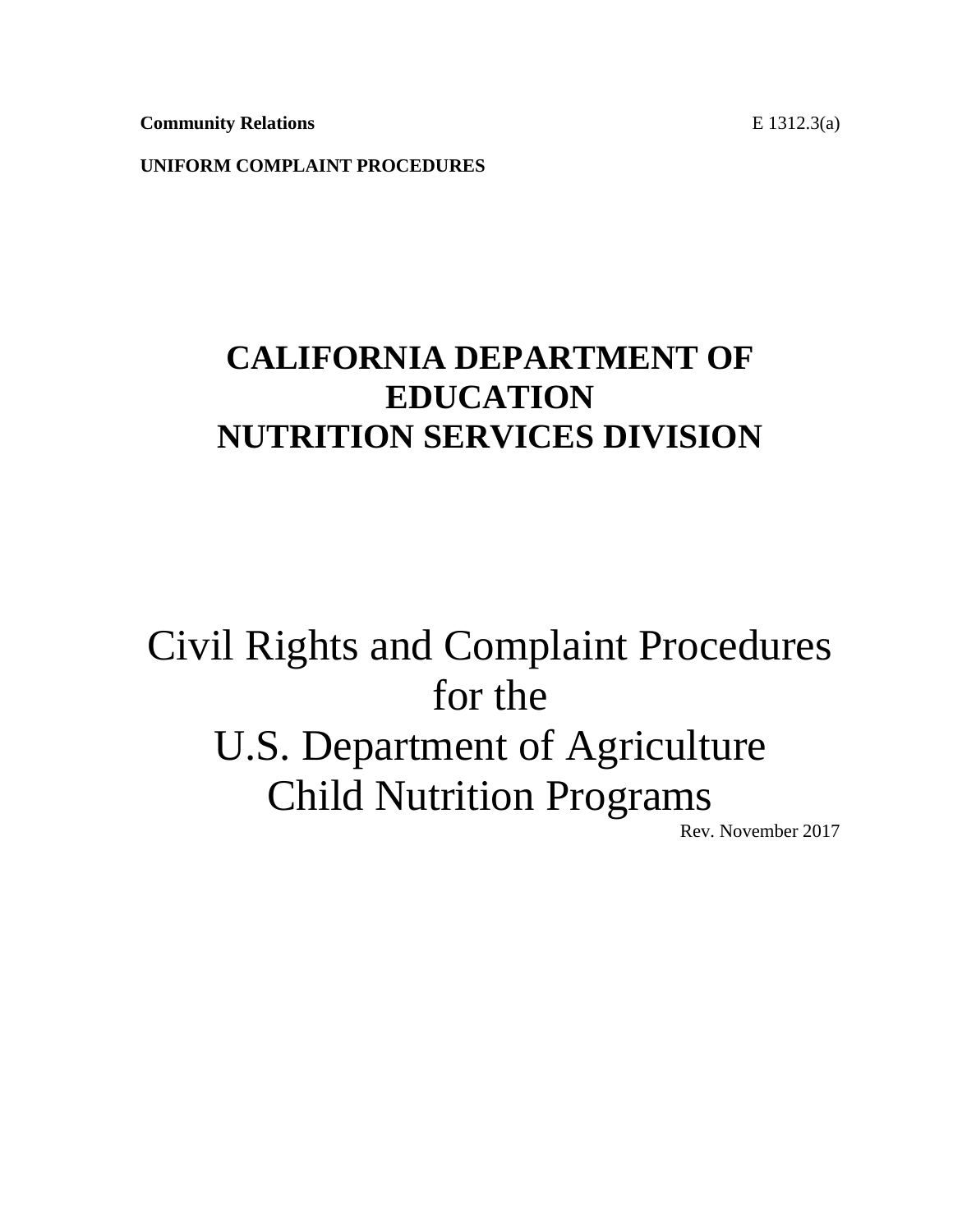**Community Relations** E 1312.3(a)

**UNIFORM COMPLAINT PROCEDURES**

# CALIFORNIA DEPARTMENT OF EDUCATION NUTRITION SERVICES DIVISION

# Civil Rights and Complaint Procedures for the U.S. Department of Agriculture Child Nutrition Programs

Rev. November 2017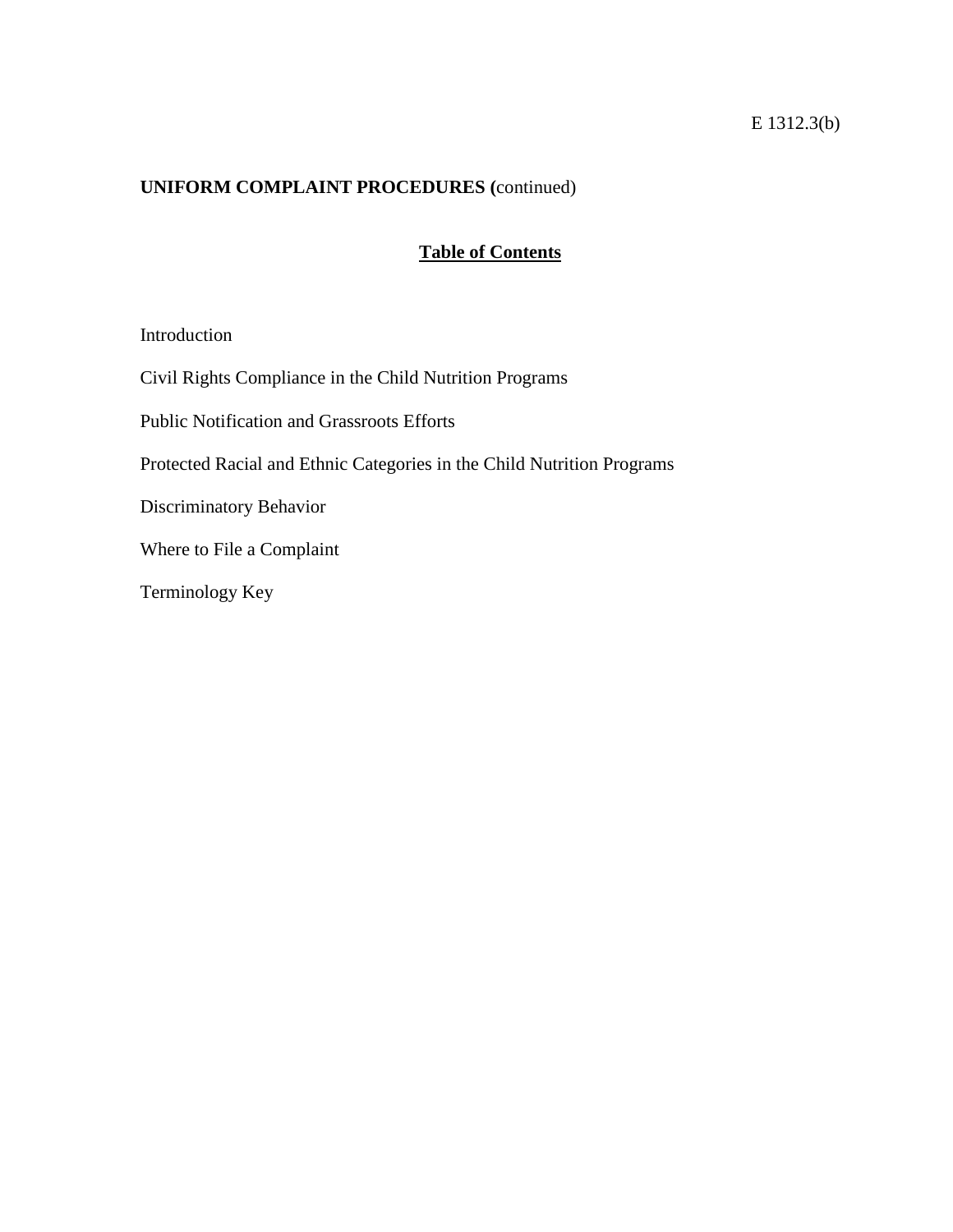E 1312.3(b)

**UNIFORM COMPLAINT PROCEDURES (**continued)

## Table of Contents

Introduction

Civil Rights Compliance in the Child Nutrition Programs

Public Notification and Grassroots Efforts

Protected Racial and Ethnic Categories in the Child Nutrition Programs

Discriminatory Behavior

Where to File a Complaint

Terminology Key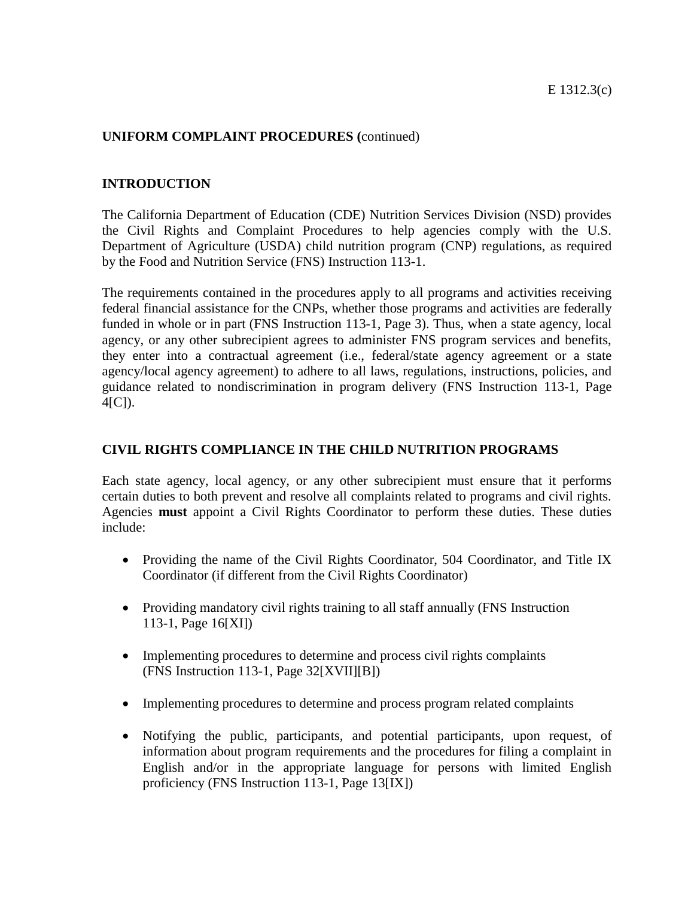E 1312.3(c)

**UNIFORM COMPLAINT PROCEDURES (**continued)

## INTRODUCTION

The California Department of Education (CDE) Nutrition Services Division (NSD) provides the Civil Rights and Complaint Procedures to help agencies comply with the U.S. Department of Agriculture (USDA) child nutrition program (CNP) regulations, as required by the Food and Nutrition Service (FNS) Instruction 113-1.

The requirements contained in the procedures apply to all programs and activities receiving federal financial assistance for the CNPs, whether those programs and activities are federally funded in whole or in part (FNS Instruction 113-1, Page 3). Thus, when a state agency, local agency, or any other subrecipient agrees to administer FNS program services and benefits, they enter into a contractual agreement (i.e., federal/state agency agreement or a state agency/local agency agreement) to adhere to all laws, regulations, instructions, policies, and guidance related to nondiscrimination in program delivery (FNS Instruction 113-1, Page 4[C]).

## CIVIL RIGHTS COMPLIANCE IN THE CHILD NUTRITION PROGRAMS

Each state agency, local agency, or any other subrecipient must ensure that it performs certain duties to both prevent and resolve all complaints related to programs and civil rights. Agencies **must** appoint a Civil Rights Coordinator to perform these duties. These duties include:

- Providing the name of the Civil Rights Coordinator, 504 Coordinator, and Title IX Coordinator (if different from the Civil Rights Coordinator)
- Providing mandatory civil rights training to all staff annually (FNS Instruction 113-1, Page 16[XI])
- Implementing procedures to determine and process civil rights complaints (FNS Instruction 113-1, Page 32[XVII][B])
- Implementing procedures to determine and process program related complaints
- Notifying the public, participants, and potential participants, upon request, of information about program requirements and the procedures for filing a complaint in English and/or in the appropriate language for persons with limited English proficiency (FNS Instruction 113-1, Page 13[IX])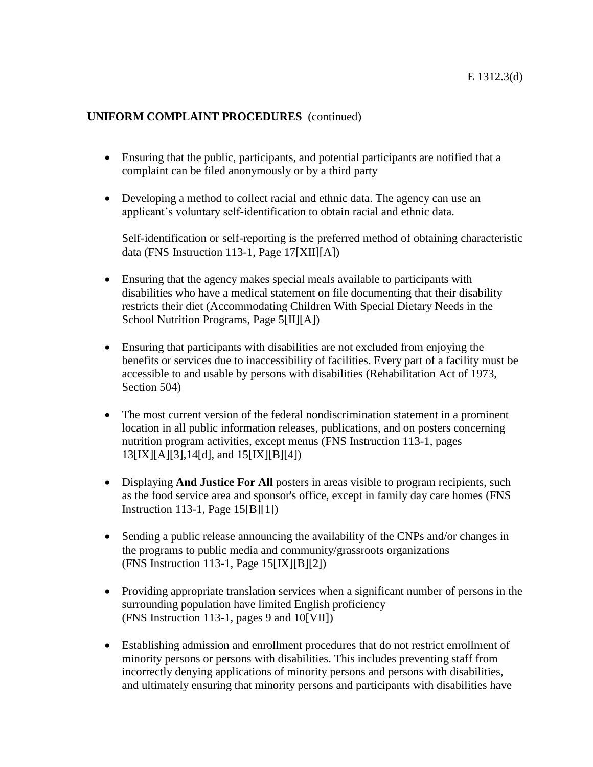E 1312.3(d)

**UNIFORM COMPLAINT PROCEDURES** (continued)

- Ensuring that the public, participants, and potential participants are notified that a complaint can be filed anonymously or by a third party

- Developing a method to collect racial and ethnic data. The agency can use an applicant's voluntary self-identification to obtain racial and ethnic data.

  Self-identification or self-reporting is the preferred method of obtaining characteristic data (FNS Instruction 113-1, Page 17[XII][A])

- Ensuring that the agency makes special meals available to participants with disabilities who have a medical statement on file documenting that their disability restricts their diet (Accommodating Children With Special Dietary Needs in the School Nutrition Programs, Page 5[II][A])

- Ensuring that participants with disabilities are not excluded from enjoying the benefits or services due to inaccessibility of facilities. Every part of a facility must be accessible to and usable by persons with disabilities (Rehabilitation Act of 1973, Section 504)

- The most current version of the federal nondiscrimination statement in a prominent location in all public information releases, publications, and on posters concerning nutrition program activities, except menus (FNS Instruction 113-1, pages 13[IX][A][3],14[d], and 15[IX][B][4])

- Displaying **And Justice For All** posters in areas visible to program recipients, such as the food service area and sponsor's office, except in family day care homes (FNS Instruction 113-1, Page 15[B][1])

- Sending a public release announcing the availability of the CNPs and/or changes in the programs to public media and community/grassroots organizations (FNS Instruction 113-1, Page 15[IX][B][2])

- Providing appropriate translation services when a significant number of persons in the surrounding population have limited English proficiency (FNS Instruction 113-1, pages 9 and 10[VII])

- Establishing admission and enrollment procedures that do not restrict enrollment of minority persons or persons with disabilities. This includes preventing staff from incorrectly denying applications of minority persons and persons with disabilities, and ultimately ensuring that minority persons and participants with disabilities have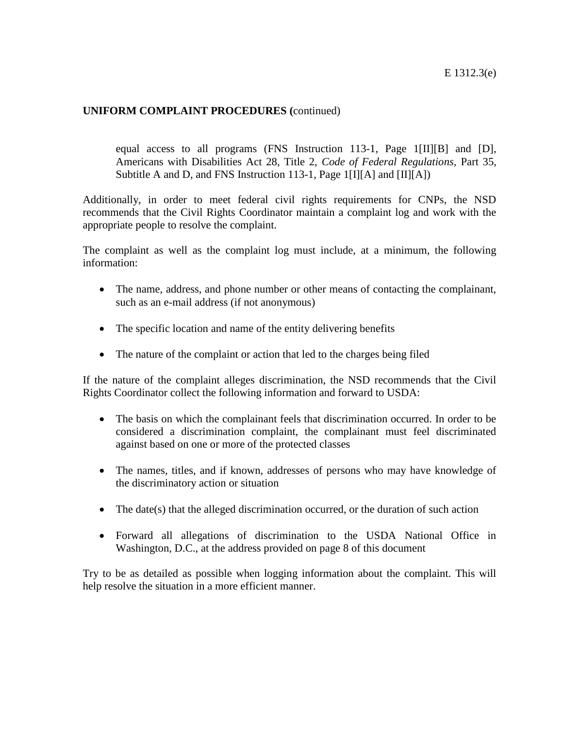**UNIFORM COMPLAINT PROCEDURES (**continued)

equal access to all programs (FNS Instruction 113-1, Page 1[II][B] and [D], Americans with Disabilities Act 28, Title 2, *Code of Federal Regulations,* Part 35, Subtitle A and D, and FNS Instruction 113-1, Page 1[I][A] and [II][A])

Additionally, in order to meet federal civil rights requirements for CNPs, the NSD recommends that the Civil Rights Coordinator maintain a complaint log and work with the appropriate people to resolve the complaint.

The complaint as well as the complaint log must include, at a minimum, the following information:

- The name, address, and phone number or other means of contacting the complainant, such as an e-mail address (if not anonymous)
- The specific location and name of the entity delivering benefits
- The nature of the complaint or action that led to the charges being filed

If the nature of the complaint alleges discrimination, the NSD recommends that the Civil Rights Coordinator collect the following information and forward to USDA:

- The basis on which the complainant feels that discrimination occurred. In order to be considered a discrimination complaint, the complainant must feel discriminated against based on one or more of the protected classes
- The names, titles, and if known, addresses of persons who may have knowledge of the discriminatory action or situation
- The date(s) that the alleged discrimination occurred, or the duration of such action
- Forward all allegations of discrimination to the USDA National Office in Washington, D.C., at the address provided on page 8 of this document

Try to be as detailed as possible when logging information about the complaint. This will help resolve the situation in a more efficient manner.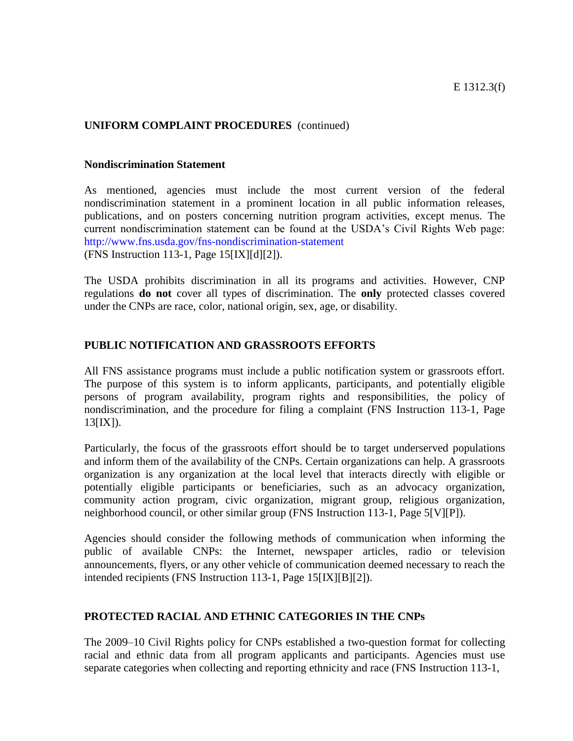**UNIFORM COMPLAINT PROCEDURES** (continued)

**Nondiscrimination Statement**

As mentioned, agencies must include the most current version of the federal nondiscrimination statement in a prominent location in all public information releases, publications, and on posters concerning nutrition program activities, except menus. The current nondiscrimination statement can be found at the USDA's Civil Rights Web page: http://www.fns.usda.gov/fns-nondiscrimination-statement
(FNS Instruction 113-1, Page 15[IX][d][2]).

The USDA prohibits discrimination in all its programs and activities. However, CNP regulations **do not** cover all types of discrimination. The **only** protected classes covered under the CNPs are race, color, national origin, sex, age, or disability.

## PUBLIC NOTIFICATION AND GRASSROOTS EFFORTS

All FNS assistance programs must include a public notification system or grassroots effort. The purpose of this system is to inform applicants, participants, and potentially eligible persons of program availability, program rights and responsibilities, the policy of nondiscrimination, and the procedure for filing a complaint (FNS Instruction 113-1, Page 13[IX]).

Particularly, the focus of the grassroots effort should be to target underserved populations and inform them of the availability of the CNPs. Certain organizations can help. A grassroots organization is any organization at the local level that interacts directly with eligible or potentially eligible participants or beneficiaries, such as an advocacy organization, community action program, civic organization, migrant group, religious organization, neighborhood council, or other similar group (FNS Instruction 113-1, Page 5[V][P]).

Agencies should consider the following methods of communication when informing the public of available CNPs: the Internet, newspaper articles, radio or television announcements, flyers, or any other vehicle of communication deemed necessary to reach the intended recipients (FNS Instruction 113-1, Page 15[IX][B][2]).

## PROTECTED RACIAL AND ETHNIC CATEGORIES IN THE CNPs

The 2009–10 Civil Rights policy for CNPs established a two-question format for collecting racial and ethnic data from all program applicants and participants. Agencies must use separate categories when collecting and reporting ethnicity and race (FNS Instruction 113-1,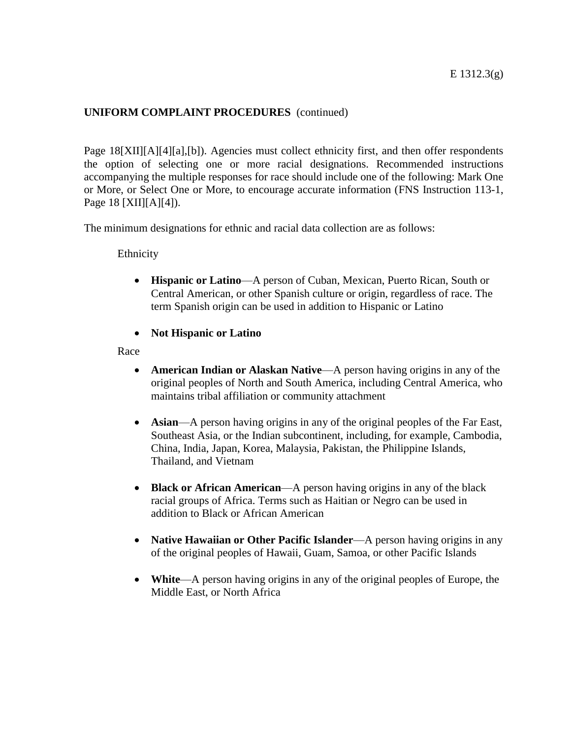**UNIFORM COMPLAINT PROCEDURES** (continued)

Page 18[XII][A][4][a],[b]). Agencies must collect ethnicity first, and then offer respondents the option of selecting one or more racial designations. Recommended instructions accompanying the multiple responses for race should include one of the following: Mark One or More, or Select One or More, to encourage accurate information (FNS Instruction 113-1, Page 18 [XII][A][4]).

The minimum designations for ethnic and racial data collection are as follows:

Ethnicity

- **Hispanic or Latino**—A person of Cuban, Mexican, Puerto Rican, South or Central American, or other Spanish culture or origin, regardless of race. The term Spanish origin can be used in addition to Hispanic or Latino
- **Not Hispanic or Latino**

Race

- **American Indian or Alaskan Native**—A person having origins in any of the original peoples of North and South America, including Central America, who maintains tribal affiliation or community attachment
- **Asian**—A person having origins in any of the original peoples of the Far East, Southeast Asia, or the Indian subcontinent, including, for example, Cambodia, China, India, Japan, Korea, Malaysia, Pakistan, the Philippine Islands, Thailand, and Vietnam
- **Black or African American**—A person having origins in any of the black racial groups of Africa. Terms such as Haitian or Negro can be used in addition to Black or African American
- **Native Hawaiian or Other Pacific Islander**—A person having origins in any of the original peoples of Hawaii, Guam, Samoa, or other Pacific Islands
- **White**—A person having origins in any of the original peoples of Europe, the Middle East, or North Africa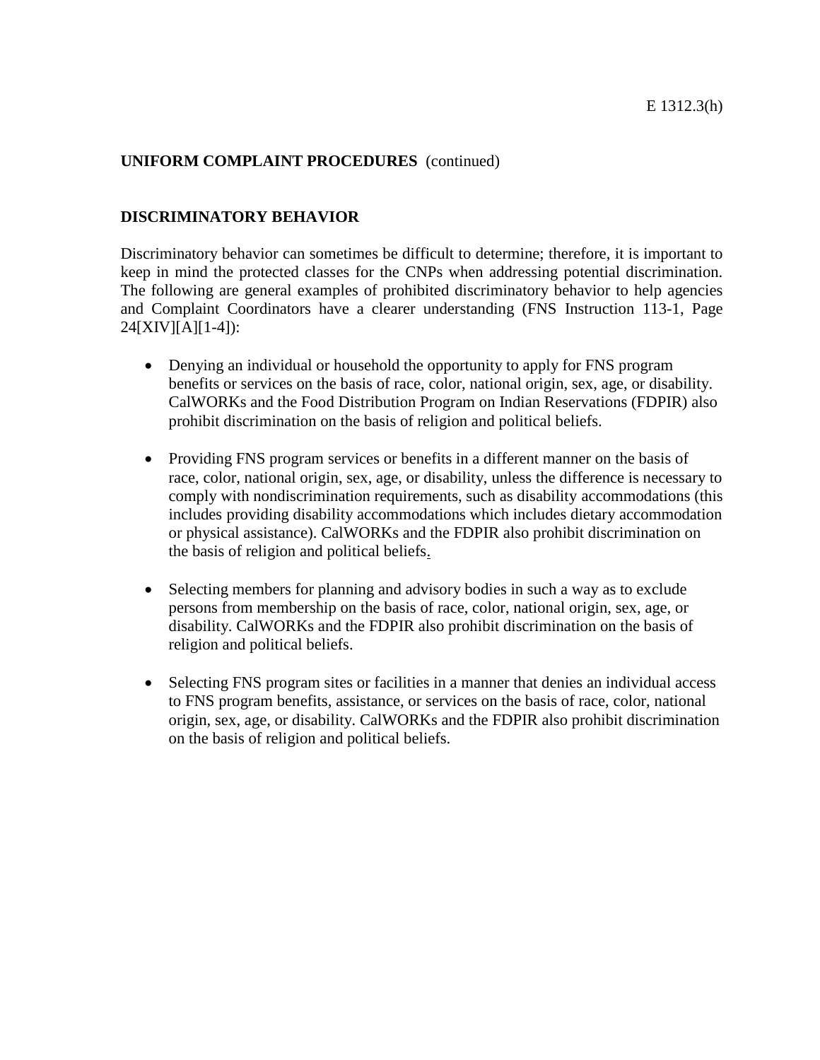E 1312.3(h)

**UNIFORM COMPLAINT PROCEDURES** (continued)

## DISCRIMINATORY BEHAVIOR

Discriminatory behavior can sometimes be difficult to determine; therefore, it is important to keep in mind the protected classes for the CNPs when addressing potential discrimination. The following are general examples of prohibited discriminatory behavior to help agencies and Complaint Coordinators have a clearer understanding (FNS Instruction 113-1, Page 24[XIV][A][1-4]):

- Denying an individual or household the opportunity to apply for FNS program benefits or services on the basis of race, color, national origin, sex, age, or disability. CalWORKs and the Food Distribution Program on Indian Reservations (FDPIR) also prohibit discrimination on the basis of religion and political beliefs.

- Providing FNS program services or benefits in a different manner on the basis of race, color, national origin, sex, age, or disability, unless the difference is necessary to comply with nondiscrimination requirements, such as disability accommodations (this includes providing disability accommodations which includes dietary accommodation or physical assistance). CalWORKs and the FDPIR also prohibit discrimination on the basis of religion and political beliefs.

- Selecting members for planning and advisory bodies in such a way as to exclude persons from membership on the basis of race, color, national origin, sex, age, or disability. CalWORKs and the FDPIR also prohibit discrimination on the basis of religion and political beliefs.

- Selecting FNS program sites or facilities in a manner that denies an individual access to FNS program benefits, assistance, or services on the basis of race, color, national origin, sex, age, or disability. CalWORKs and the FDPIR also prohibit discrimination on the basis of religion and political beliefs.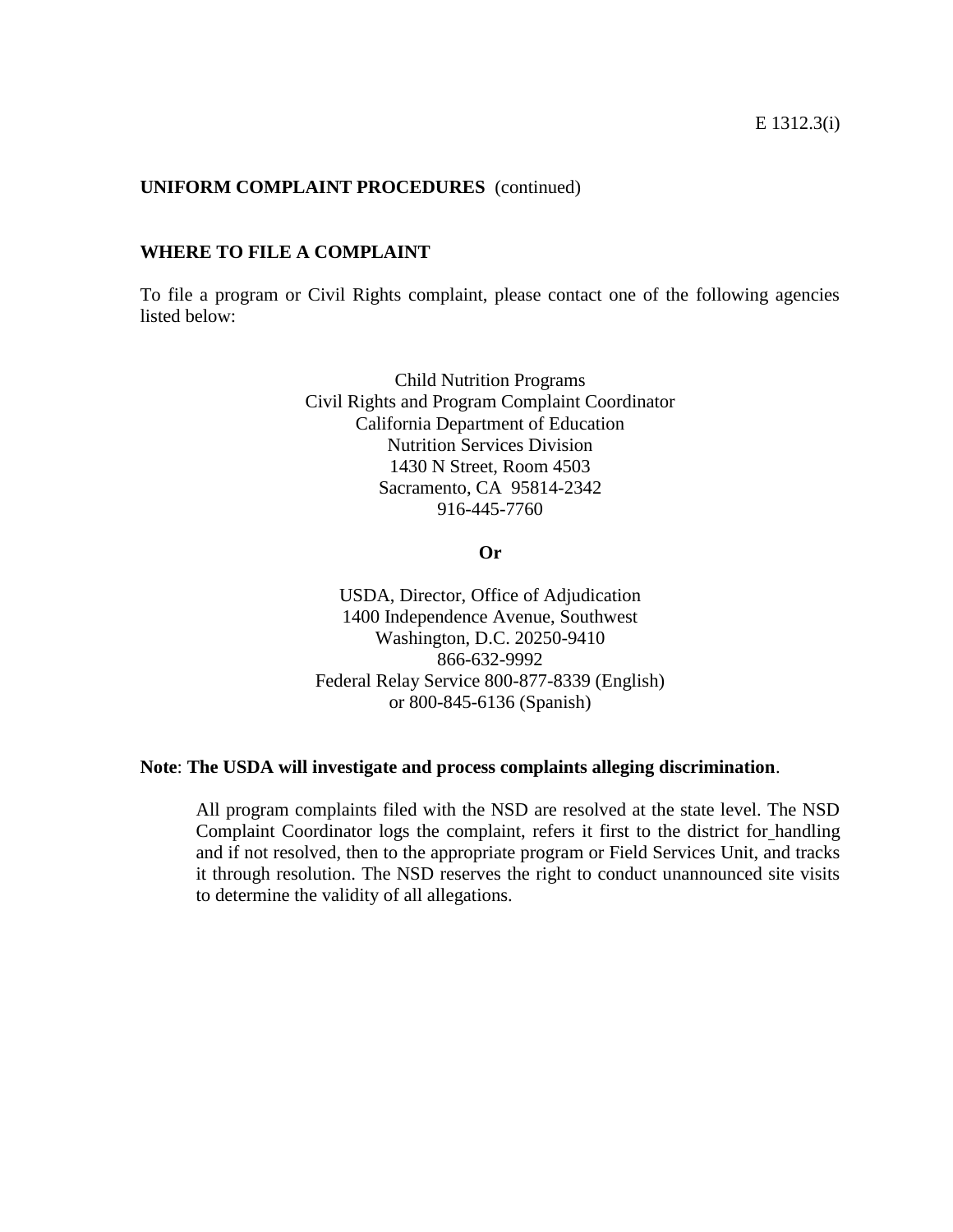**UNIFORM COMPLAINT PROCEDURES** (continued)

## WHERE TO FILE A COMPLAINT

To file a program or Civil Rights complaint, please contact one of the following agencies listed below:

Child Nutrition Programs
Civil Rights and Program Complaint Coordinator
California Department of Education
Nutrition Services Division
1430 N Street, Room 4503
Sacramento, CA 95814-2342
916-445-7760

**Or**

USDA, Director, Office of Adjudication
1400 Independence Avenue, Southwest
Washington, D.C. 20250-9410
866-632-9992
Federal Relay Service 800-877-8339 (English)
or 800-845-6136 (Spanish)

**Note**: **The USDA will investigate and process complaints alleging discrimination**.

All program complaints filed with the NSD are resolved at the state level. The NSD Complaint Coordinator logs the complaint, refers it first to the district for handling and if not resolved, then to the appropriate program or Field Services Unit, and tracks it through resolution. The NSD reserves the right to conduct unannounced site visits to determine the validity of all allegations.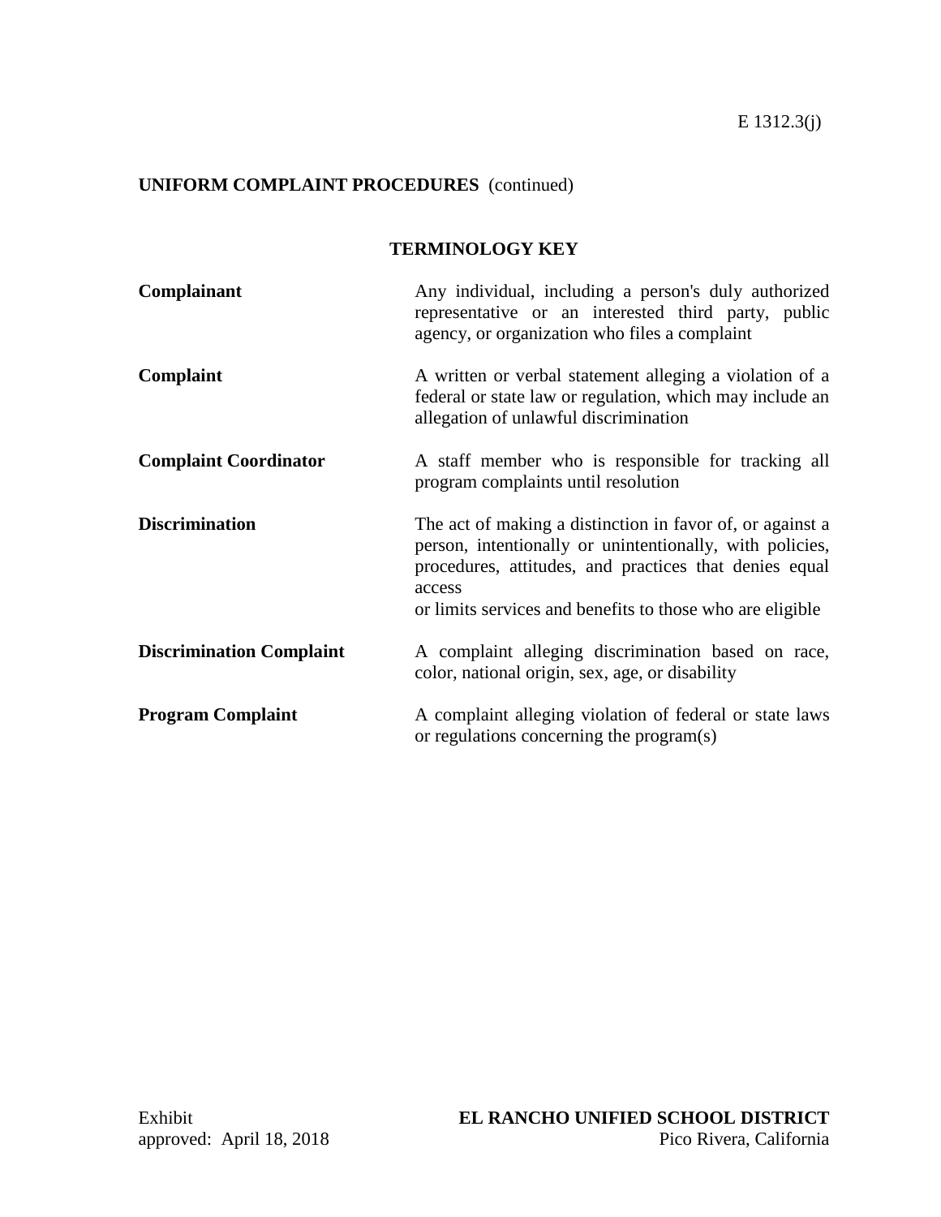**UNIFORM COMPLAINT PROCEDURES** (continued)

## TERMINOLOGY KEY

| | |
|---|---|
| **Complainant** | Any individual, including a person's duly authorized representative or an interested third party, public agency, or organization who files a complaint |
| **Complaint** | A written or verbal statement alleging a violation of a federal or state law or regulation, which may include an allegation of unlawful discrimination |
| **Complaint Coordinator** | A staff member who is responsible for tracking all program complaints until resolution |
| **Discrimination** | The act of making a distinction in favor of, or against a person, intentionally or unintentionally, with policies, procedures, attitudes, and practices that denies equal access or limits services and benefits to those who are eligible |
| **Discrimination Complaint** | A complaint alleging discrimination based on race, color, national origin, sex, age, or disability |
| **Program Complaint** | A complaint alleging violation of federal or state laws or regulations concerning the program(s) |

Exhibit
approved: April 18, 2018

**EL RANCHO UNIFIED SCHOOL DISTRICT**
Pico Rivera, California